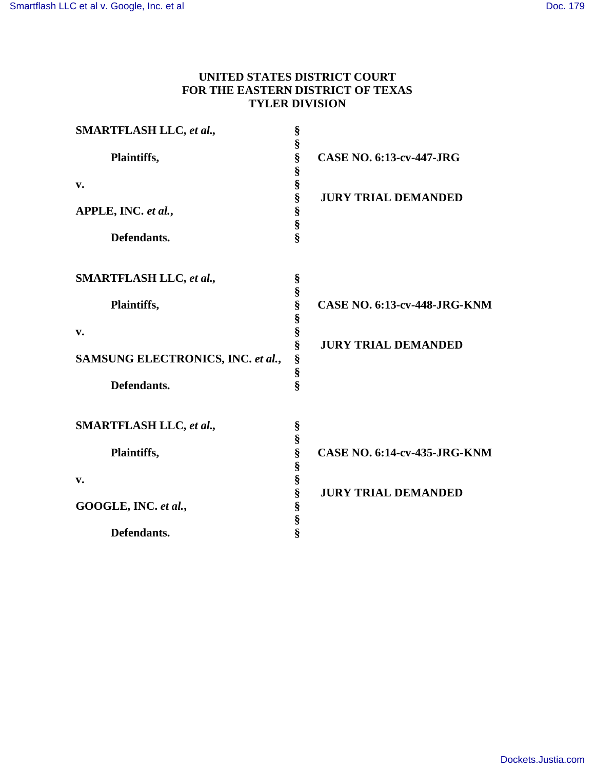**UNITED STATES DISTRICT COURT**
**FOR THE EASTERN DISTRICT OF TEXAS**
**TYLER DIVISION**

| | | |
|---|---|---|
| **SMARTFLASH LLC, *et al.*,** | § | |
| | § | |
| **Plaintiffs,** | § | **CASE NO. 6:13-cv-447-JRG** |
| | § | |
| **v.** | § | |
| | § | **JURY TRIAL DEMANDED** |
| **APPLE, INC. *et al.*,** | § | |
| | § | |
| **Defendants.** | § | |

| | | |
|---|---|---|
| **SMARTFLASH LLC, *et al.*,** | § | |
| | § | |
| **Plaintiffs,** | § | **CASE NO. 6:13-cv-448-JRG-KNM** |
| | § | |
| **v.** | § | |
| | § | **JURY TRIAL DEMANDED** |
| **SAMSUNG ELECTRONICS, INC. *et al.*,** | § | |
| | § | |
| **Defendants.** | § | |

| | | |
|---|---|---|
| **SMARTFLASH LLC, *et al.*,** | § | |
| | § | |
| **Plaintiffs,** | § | **CASE NO. 6:14-cv-435-JRG-KNM** |
| | § | |
| **v.** | § | |
| | § | **JURY TRIAL DEMANDED** |
| **GOOGLE, INC. *et al.*,** | § | |
| | § | |
| **Defendants.** | § | |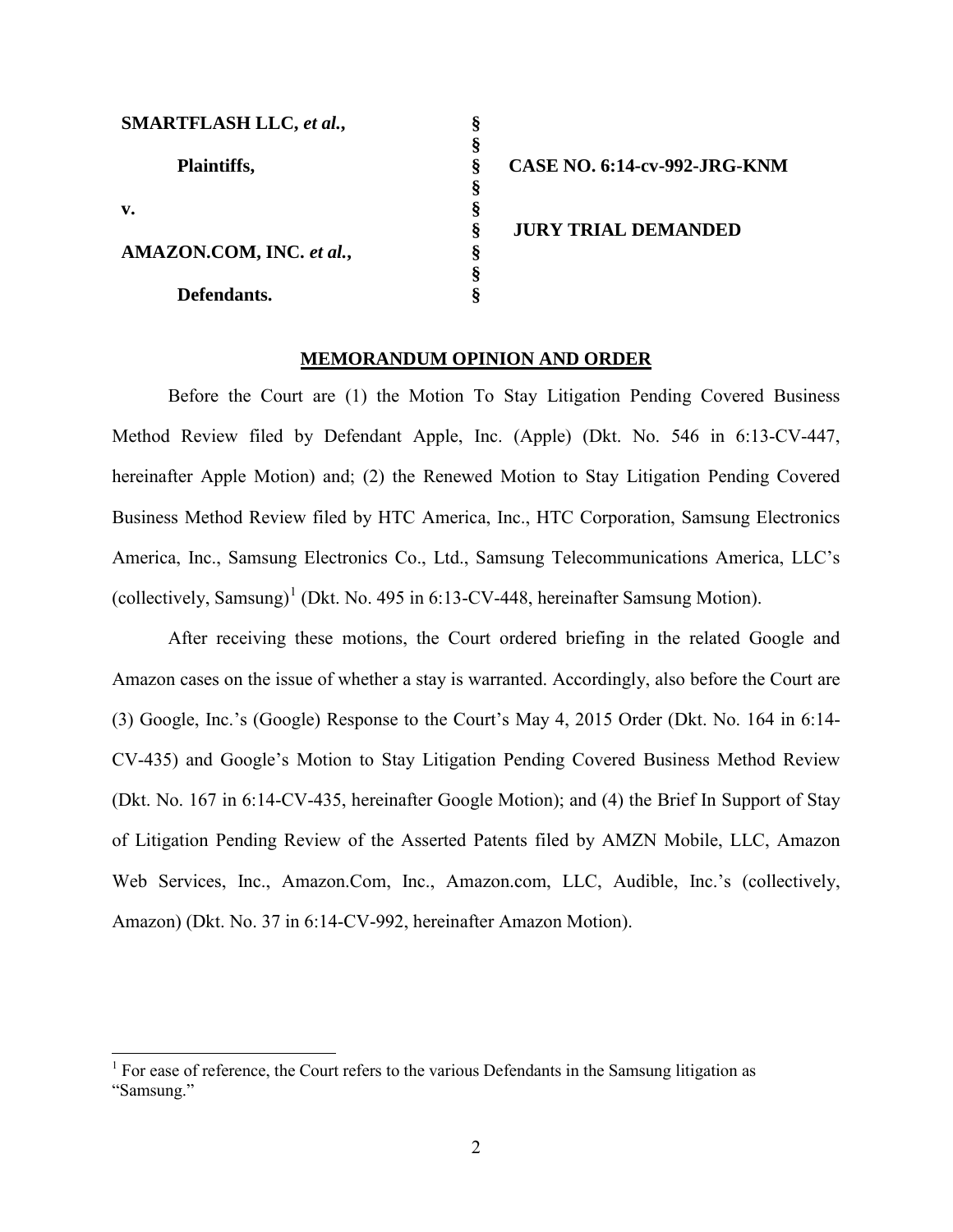| | | |
|---|---|---|
| **SMARTFLASH LLC, *et al.*,** | § | |
| | § | |
| **Plaintiffs,** | § | **CASE NO. 6:14-cv-992-JRG-KNM** |
| | § | |
| **v.** | § | |
| | § | **JURY TRIAL DEMANDED** |
| **AMAZON.COM, INC. *et al.*,** | § | |
| | § | |
| **Defendants.** | § | |

## MEMORANDUM OPINION AND ORDER

Before the Court are (1) the Motion To Stay Litigation Pending Covered Business Method Review filed by Defendant Apple, Inc. (Apple) (Dkt. No. 546 in 6:13-CV-447, hereinafter Apple Motion) and; (2) the Renewed Motion to Stay Litigation Pending Covered Business Method Review filed by HTC America, Inc., HTC Corporation, Samsung Electronics America, Inc., Samsung Electronics Co., Ltd., Samsung Telecommunications America, LLC's (collectively, Samsung)[1] (Dkt. No. 495 in 6:13-CV-448, hereinafter Samsung Motion).

After receiving these motions, the Court ordered briefing in the related Google and Amazon cases on the issue of whether a stay is warranted. Accordingly, also before the Court are (3) Google, Inc.'s (Google) Response to the Court's May 4, 2015 Order (Dkt. No. 164 in 6:14-CV-435) and Google's Motion to Stay Litigation Pending Covered Business Method Review (Dkt. No. 167 in 6:14-CV-435, hereinafter Google Motion); and (4) the Brief In Support of Stay of Litigation Pending Review of the Asserted Patents filed by AMZN Mobile, LLC, Amazon Web Services, Inc., Amazon.Com, Inc., Amazon.com, LLC, Audible, Inc.'s (collectively, Amazon) (Dkt. No. 37 in 6:14-CV-992, hereinafter Amazon Motion).

---

[1] For ease of reference, the Court refers to the various Defendants in the Samsung litigation as "Samsung."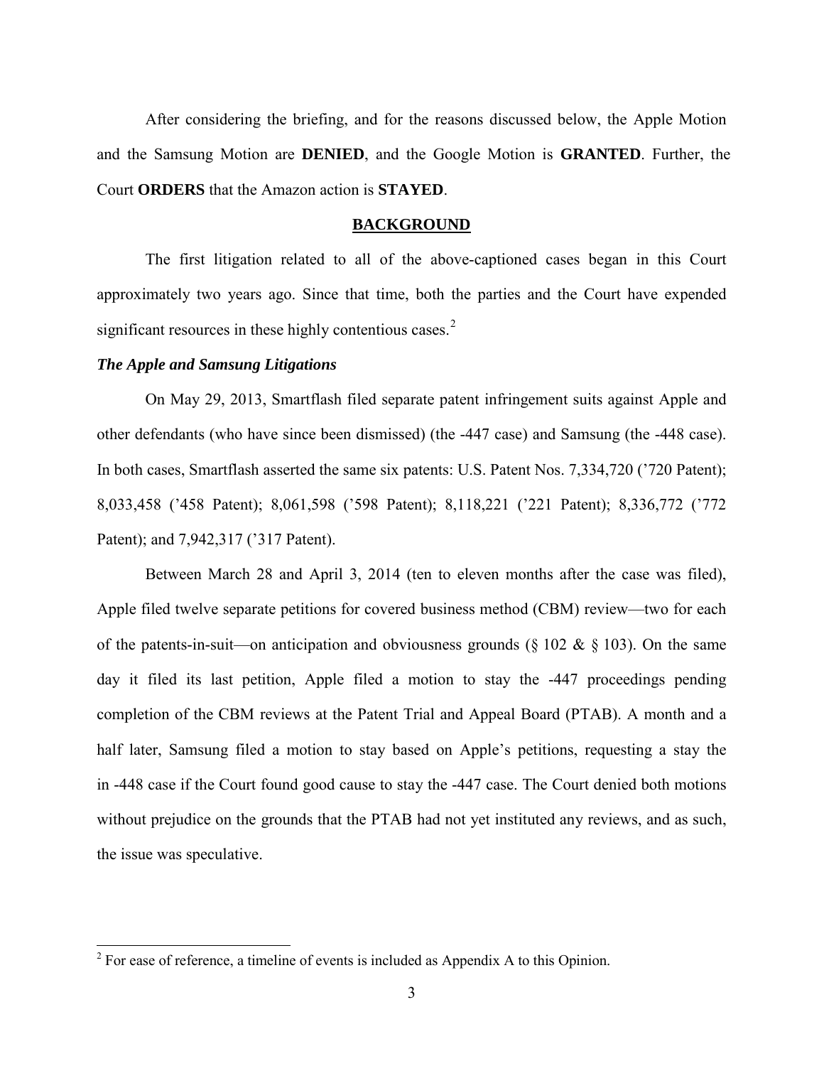After considering the briefing, and for the reasons discussed below, the Apple Motion and the Samsung Motion are **DENIED**, and the Google Motion is **GRANTED**. Further, the Court **ORDERS** that the Amazon action is **STAYED**.

## BACKGROUND

The first litigation related to all of the above-captioned cases began in this Court approximately two years ago. Since that time, both the parties and the Court have expended significant resources in these highly contentious cases.[2]

### *The Apple and Samsung Litigations*

On May 29, 2013, Smartflash filed separate patent infringement suits against Apple and other defendants (who have since been dismissed) (the -447 case) and Samsung (the -448 case). In both cases, Smartflash asserted the same six patents: U.S. Patent Nos. 7,334,720 ('720 Patent); 8,033,458 ('458 Patent); 8,061,598 ('598 Patent); 8,118,221 ('221 Patent); 8,336,772 ('772 Patent); and 7,942,317 ('317 Patent).

Between March 28 and April 3, 2014 (ten to eleven months after the case was filed), Apple filed twelve separate petitions for covered business method (CBM) review—two for each of the patents-in-suit—on anticipation and obviousness grounds (§ 102 & § 103). On the same day it filed its last petition, Apple filed a motion to stay the -447 proceedings pending completion of the CBM reviews at the Patent Trial and Appeal Board (PTAB). A month and a half later, Samsung filed a motion to stay based on Apple's petitions, requesting a stay the in -448 case if the Court found good cause to stay the -447 case. The Court denied both motions without prejudice on the grounds that the PTAB had not yet instituted any reviews, and as such, the issue was speculative.

[2] For ease of reference, a timeline of events is included as Appendix A to this Opinion.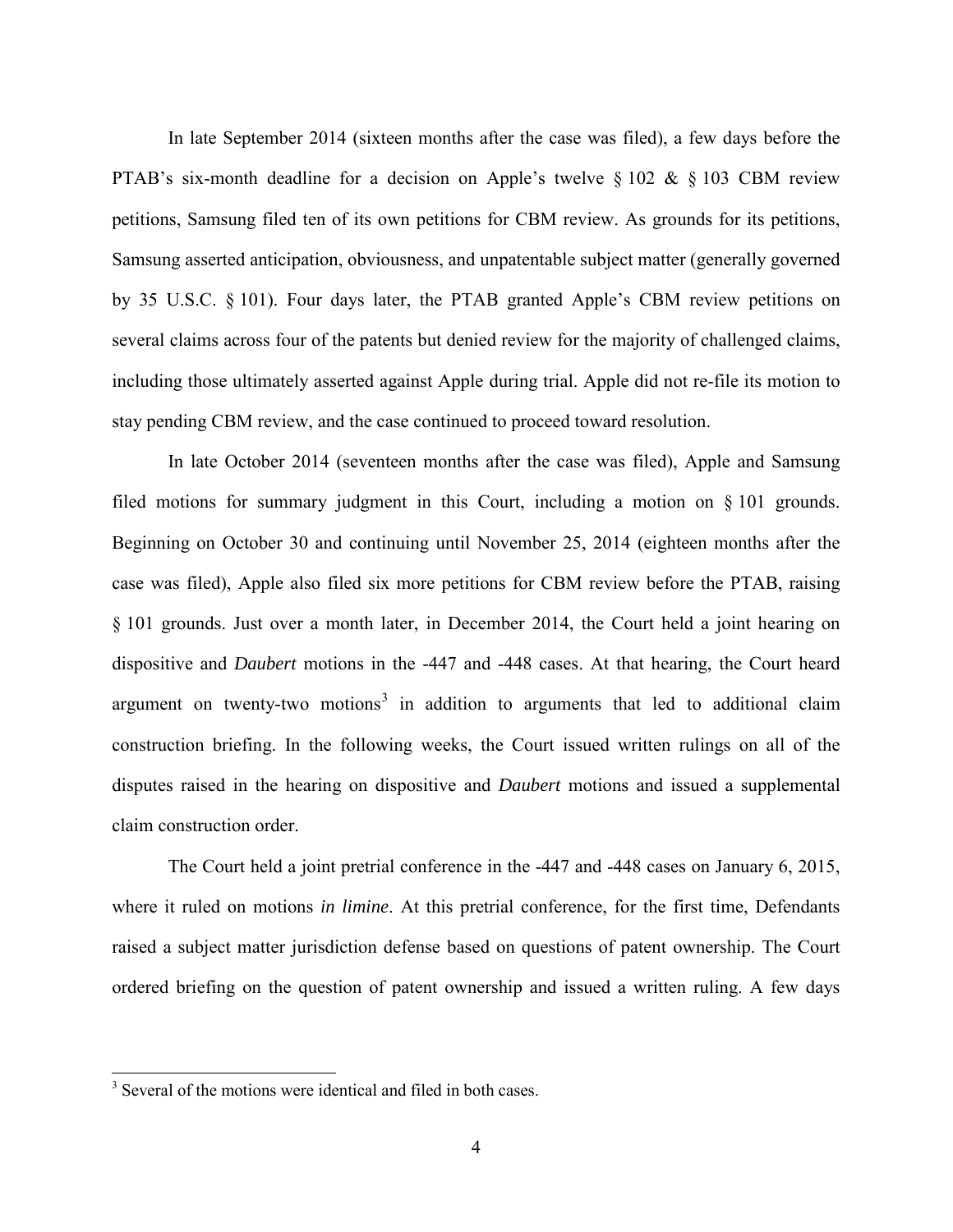In late September 2014 (sixteen months after the case was filed), a few days before the PTAB's six-month deadline for a decision on Apple's twelve § 102 & § 103 CBM review petitions, Samsung filed ten of its own petitions for CBM review. As grounds for its petitions, Samsung asserted anticipation, obviousness, and unpatentable subject matter (generally governed by 35 U.S.C. § 101). Four days later, the PTAB granted Apple's CBM review petitions on several claims across four of the patents but denied review for the majority of challenged claims, including those ultimately asserted against Apple during trial. Apple did not re-file its motion to stay pending CBM review, and the case continued to proceed toward resolution.

In late October 2014 (seventeen months after the case was filed), Apple and Samsung filed motions for summary judgment in this Court, including a motion on § 101 grounds. Beginning on October 30 and continuing until November 25, 2014 (eighteen months after the case was filed), Apple also filed six more petitions for CBM review before the PTAB, raising § 101 grounds. Just over a month later, in December 2014, the Court held a joint hearing on dispositive and *Daubert* motions in the -447 and -448 cases. At that hearing, the Court heard argument on twenty-two motions[3] in addition to arguments that led to additional claim construction briefing. In the following weeks, the Court issued written rulings on all of the disputes raised in the hearing on dispositive and *Daubert* motions and issued a supplemental claim construction order.

The Court held a joint pretrial conference in the -447 and -448 cases on January 6, 2015, where it ruled on motions *in limine*. At this pretrial conference, for the first time, Defendants raised a subject matter jurisdiction defense based on questions of patent ownership. The Court ordered briefing on the question of patent ownership and issued a written ruling. A few days

[3] Several of the motions were identical and filed in both cases.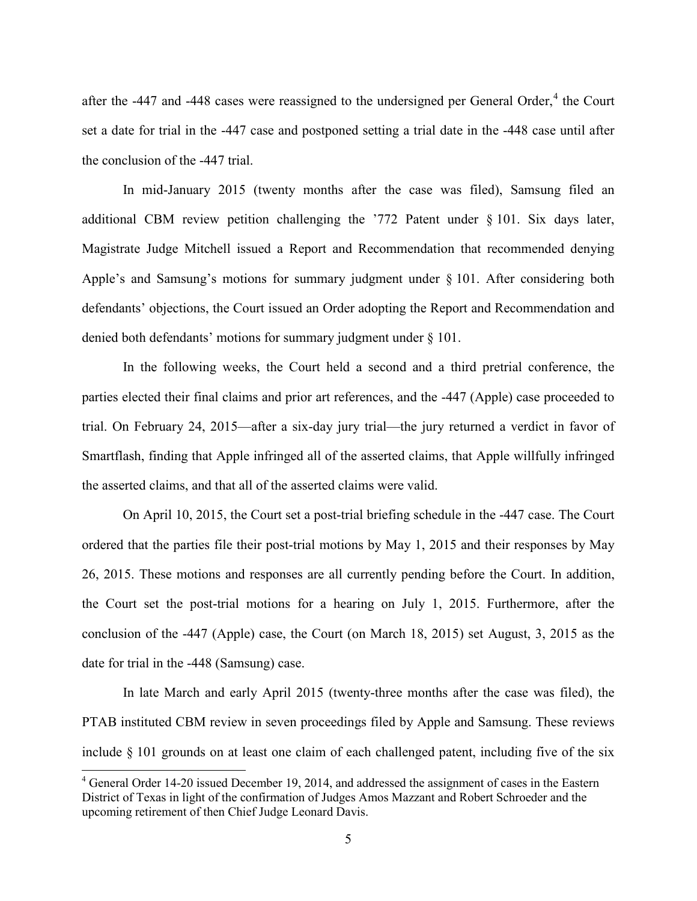after the -447 and -448 cases were reassigned to the undersigned per General Order,[4] the Court set a date for trial in the -447 case and postponed setting a trial date in the -448 case until after the conclusion of the -447 trial.

In mid-January 2015 (twenty months after the case was filed), Samsung filed an additional CBM review petition challenging the '772 Patent under § 101. Six days later, Magistrate Judge Mitchell issued a Report and Recommendation that recommended denying Apple's and Samsung's motions for summary judgment under § 101. After considering both defendants' objections, the Court issued an Order adopting the Report and Recommendation and denied both defendants' motions for summary judgment under § 101.

In the following weeks, the Court held a second and a third pretrial conference, the parties elected their final claims and prior art references, and the -447 (Apple) case proceeded to trial. On February 24, 2015—after a six-day jury trial—the jury returned a verdict in favor of Smartflash, finding that Apple infringed all of the asserted claims, that Apple willfully infringed the asserted claims, and that all of the asserted claims were valid.

On April 10, 2015, the Court set a post-trial briefing schedule in the -447 case. The Court ordered that the parties file their post-trial motions by May 1, 2015 and their responses by May 26, 2015. These motions and responses are all currently pending before the Court. In addition, the Court set the post-trial motions for a hearing on July 1, 2015. Furthermore, after the conclusion of the -447 (Apple) case, the Court (on March 18, 2015) set August, 3, 2015 as the date for trial in the -448 (Samsung) case.

In late March and early April 2015 (twenty-three months after the case was filed), the PTAB instituted CBM review in seven proceedings filed by Apple and Samsung. These reviews include § 101 grounds on at least one claim of each challenged patent, including five of the six

[4] General Order 14-20 issued December 19, 2014, and addressed the assignment of cases in the Eastern District of Texas in light of the confirmation of Judges Amos Mazzant and Robert Schroeder and the upcoming retirement of then Chief Judge Leonard Davis.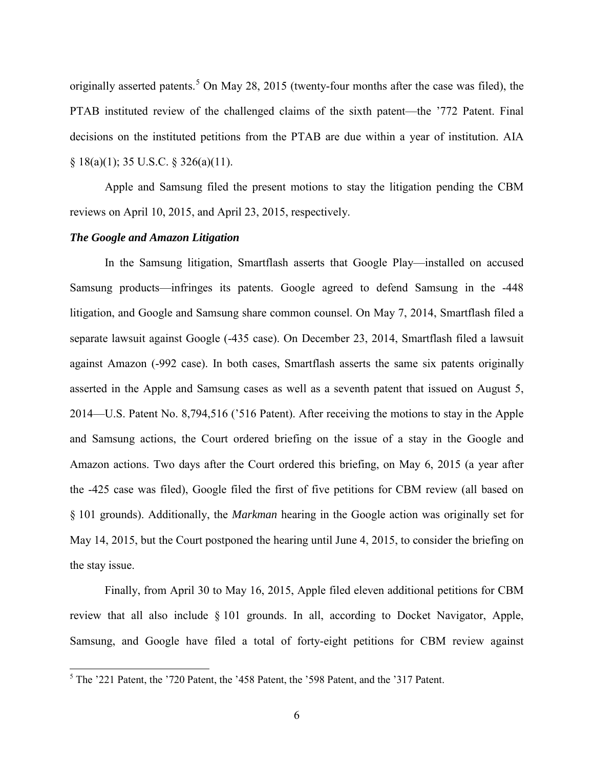originally asserted patents.[5] On May 28, 2015 (twenty-four months after the case was filed), the PTAB instituted review of the challenged claims of the sixth patent—the '772 Patent. Final decisions on the instituted petitions from the PTAB are due within a year of institution. AIA § 18(a)(1); 35 U.S.C. § 326(a)(11).

Apple and Samsung filed the present motions to stay the litigation pending the CBM reviews on April 10, 2015, and April 23, 2015, respectively.

***The Google and Amazon Litigation***

In the Samsung litigation, Smartflash asserts that Google Play—installed on accused Samsung products—infringes its patents. Google agreed to defend Samsung in the -448 litigation, and Google and Samsung share common counsel. On May 7, 2014, Smartflash filed a separate lawsuit against Google (-435 case). On December 23, 2014, Smartflash filed a lawsuit against Amazon (-992 case). In both cases, Smartflash asserts the same six patents originally asserted in the Apple and Samsung cases as well as a seventh patent that issued on August 5, 2014—U.S. Patent No. 8,794,516 ('516 Patent). After receiving the motions to stay in the Apple and Samsung actions, the Court ordered briefing on the issue of a stay in the Google and Amazon actions. Two days after the Court ordered this briefing, on May 6, 2015 (a year after the -425 case was filed), Google filed the first of five petitions for CBM review (all based on § 101 grounds). Additionally, the *Markman* hearing in the Google action was originally set for May 14, 2015, but the Court postponed the hearing until June 4, 2015, to consider the briefing on the stay issue.

Finally, from April 30 to May 16, 2015, Apple filed eleven additional petitions for CBM review that all also include § 101 grounds. In all, according to Docket Navigator, Apple, Samsung, and Google have filed a total of forty-eight petitions for CBM review against

[5] The '221 Patent, the '720 Patent, the '458 Patent, the '598 Patent, and the '317 Patent.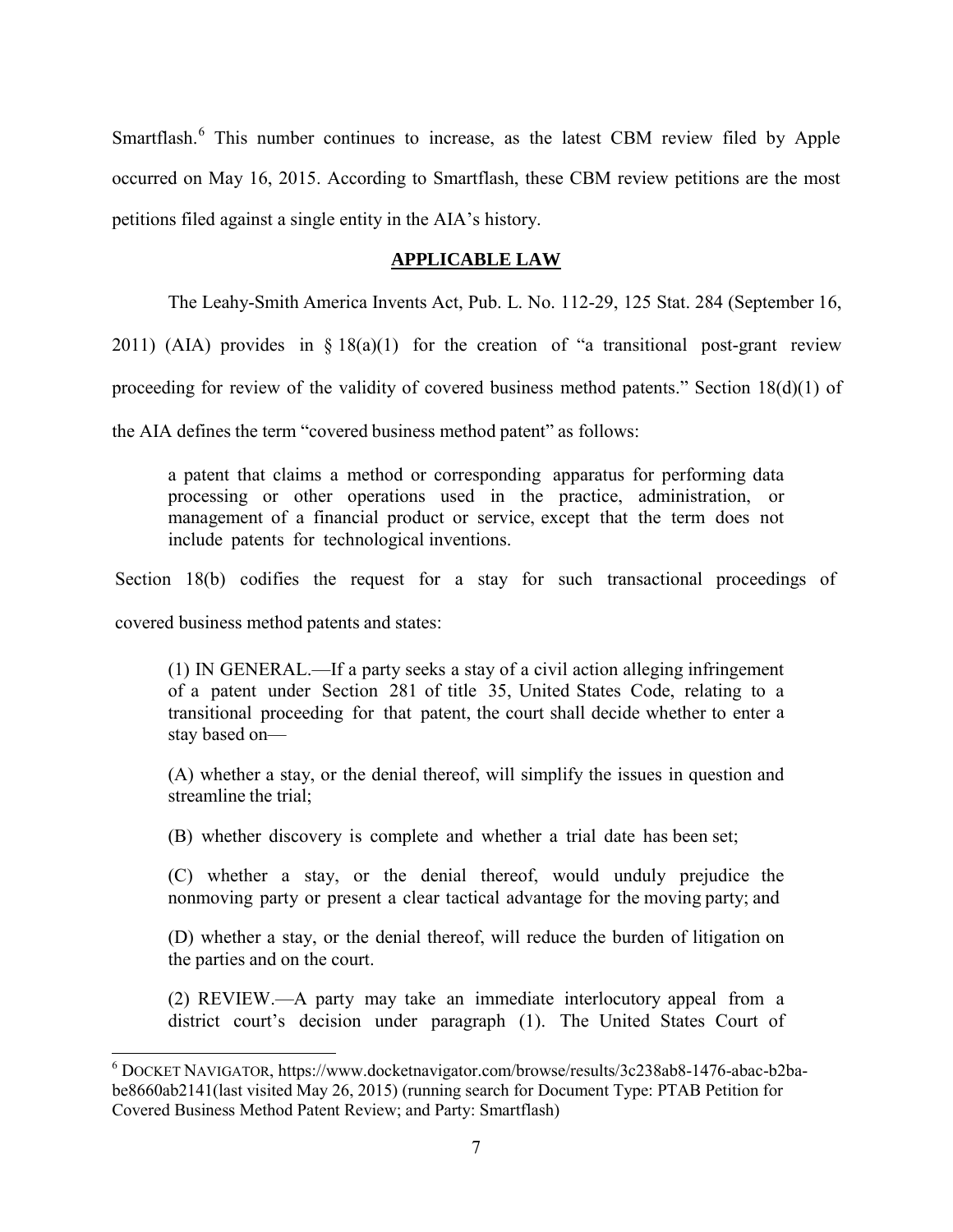Smartflash.[6] This number continues to increase, as the latest CBM review filed by Apple occurred on May 16, 2015. According to Smartflash, these CBM review petitions are the most petitions filed against a single entity in the AIA's history.

## APPLICABLE LAW

The Leahy-Smith America Invents Act, Pub. L. No. 112-29, 125 Stat. 284 (September 16, 2011) (AIA) provides in § 18(a)(1) for the creation of "a transitional post-grant review proceeding for review of the validity of covered business method patents." Section 18(d)(1) of the AIA defines the term "covered business method patent" as follows:

> a patent that claims a method or corresponding apparatus for performing data processing or other operations used in the practice, administration, or management of a financial product or service, except that the term does not include patents for technological inventions.

Section 18(b) codifies the request for a stay for such transactional proceedings of covered business method patents and states:

> (1) IN GENERAL.—If a party seeks a stay of a civil action alleging infringement of a patent under Section 281 of title 35, United States Code, relating to a transitional proceeding for that patent, the court shall decide whether to enter a stay based on—
>
> (A) whether a stay, or the denial thereof, will simplify the issues in question and streamline the trial;
>
> (B) whether discovery is complete and whether a trial date has been set;
>
> (C) whether a stay, or the denial thereof, would unduly prejudice the nonmoving party or present a clear tactical advantage for the moving party; and
>
> (D) whether a stay, or the denial thereof, will reduce the burden of litigation on the parties and on the court.
>
> (2) REVIEW.—A party may take an immediate interlocutory appeal from a district court's decision under paragraph (1). The United States Court of

---

[6] DOCKET NAVIGATOR, https://www.docketnavigator.com/browse/results/3c238ab8-1476-abac-b2ba-be8660ab2141(last visited May 26, 2015) (running search for Document Type: PTAB Petition for Covered Business Method Patent Review; and Party: Smartflash)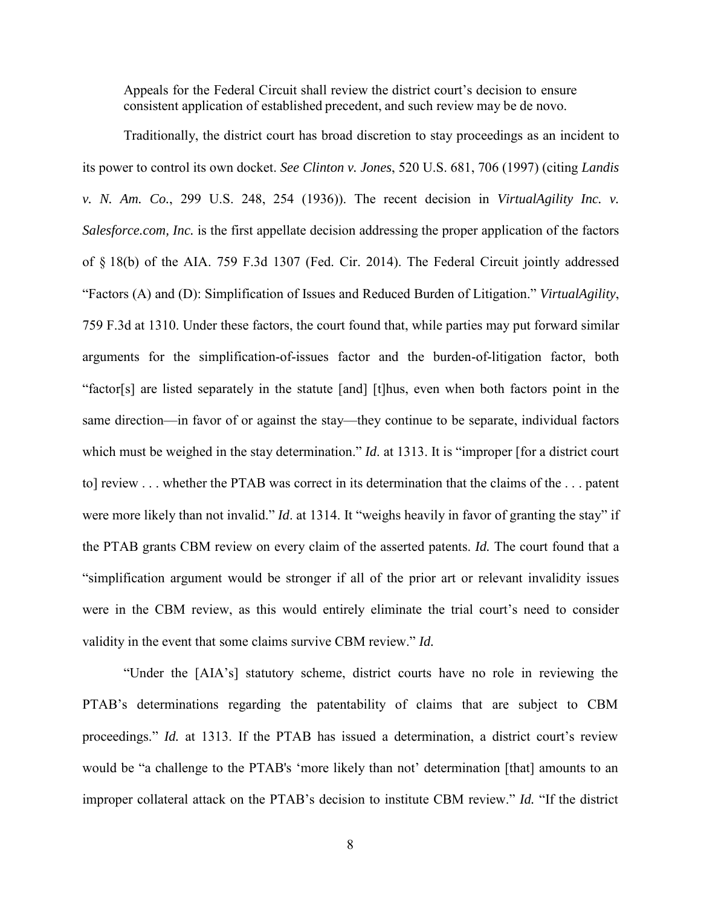> Appeals for the Federal Circuit shall review the district court's decision to ensure consistent application of established precedent, and such review may be de novo.

Traditionally, the district court has broad discretion to stay proceedings as an incident to its power to control its own docket. *See Clinton v. Jones*, 520 U.S. 681, 706 (1997) (citing *Landis v. N. Am. Co.*, 299 U.S. 248, 254 (1936)). The recent decision in *VirtualAgility Inc. v. Salesforce.com, Inc.* is the first appellate decision addressing the proper application of the factors of § 18(b) of the AIA. 759 F.3d 1307 (Fed. Cir. 2014). The Federal Circuit jointly addressed "Factors (A) and (D): Simplification of Issues and Reduced Burden of Litigation." *VirtualAgility*, 759 F.3d at 1310. Under these factors, the court found that, while parties may put forward similar arguments for the simplification-of-issues factor and the burden-of-litigation factor, both "factor[s] are listed separately in the statute [and] [t]hus, even when both factors point in the same direction—in favor of or against the stay—they continue to be separate, individual factors which must be weighed in the stay determination." *Id*. at 1313. It is "improper [for a district court to] review . . . whether the PTAB was correct in its determination that the claims of the . . . patent were more likely than not invalid." *Id*. at 1314. It "weighs heavily in favor of granting the stay" if the PTAB grants CBM review on every claim of the asserted patents. *Id.* The court found that a "simplification argument would be stronger if all of the prior art or relevant invalidity issues were in the CBM review, as this would entirely eliminate the trial court's need to consider validity in the event that some claims survive CBM review." *Id.*

"Under the [AIA's] statutory scheme, district courts have no role in reviewing the PTAB's determinations regarding the patentability of claims that are subject to CBM proceedings." *Id.* at 1313. If the PTAB has issued a determination, a district court's review would be "a challenge to the PTAB's 'more likely than not' determination [that] amounts to an improper collateral attack on the PTAB's decision to institute CBM review." *Id.* "If the district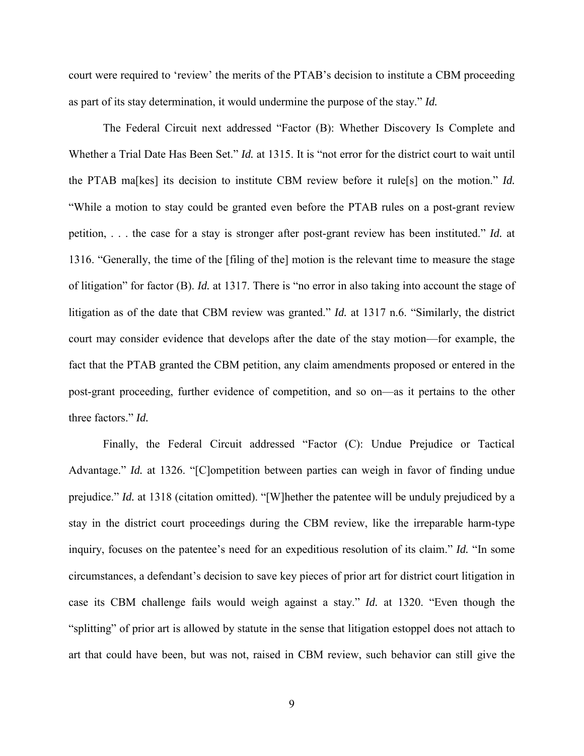court were required to 'review' the merits of the PTAB's decision to institute a CBM proceeding as part of its stay determination, it would undermine the purpose of the stay." *Id.*

The Federal Circuit next addressed "Factor (B): Whether Discovery Is Complete and Whether a Trial Date Has Been Set." *Id.* at 1315. It is "not error for the district court to wait until the PTAB ma[kes] its decision to institute CBM review before it rule[s] on the motion." *Id.* "While a motion to stay could be granted even before the PTAB rules on a post-grant review petition, . . . the case for a stay is stronger after post-grant review has been instituted." *Id.* at 1316. "Generally, the time of the [filing of the] motion is the relevant time to measure the stage of litigation" for factor (B). *Id.* at 1317. There is "no error in also taking into account the stage of litigation as of the date that CBM review was granted." *Id.* at 1317 n.6. "Similarly, the district court may consider evidence that develops after the date of the stay motion—for example, the fact that the PTAB granted the CBM petition, any claim amendments proposed or entered in the post-grant proceeding, further evidence of competition, and so on—as it pertains to the other three factors." *Id.*

Finally, the Federal Circuit addressed "Factor (C): Undue Prejudice or Tactical Advantage." *Id.* at 1326. "[C]ompetition between parties can weigh in favor of finding undue prejudice." *Id.* at 1318 (citation omitted). "[W]hether the patentee will be unduly prejudiced by a stay in the district court proceedings during the CBM review, like the irreparable harm-type inquiry, focuses on the patentee's need for an expeditious resolution of its claim." *Id.* "In some circumstances, a defendant's decision to save key pieces of prior art for district court litigation in case its CBM challenge fails would weigh against a stay." *Id.* at 1320. "Even though the "splitting" of prior art is allowed by statute in the sense that litigation estoppel does not attach to art that could have been, but was not, raised in CBM review, such behavior can still give the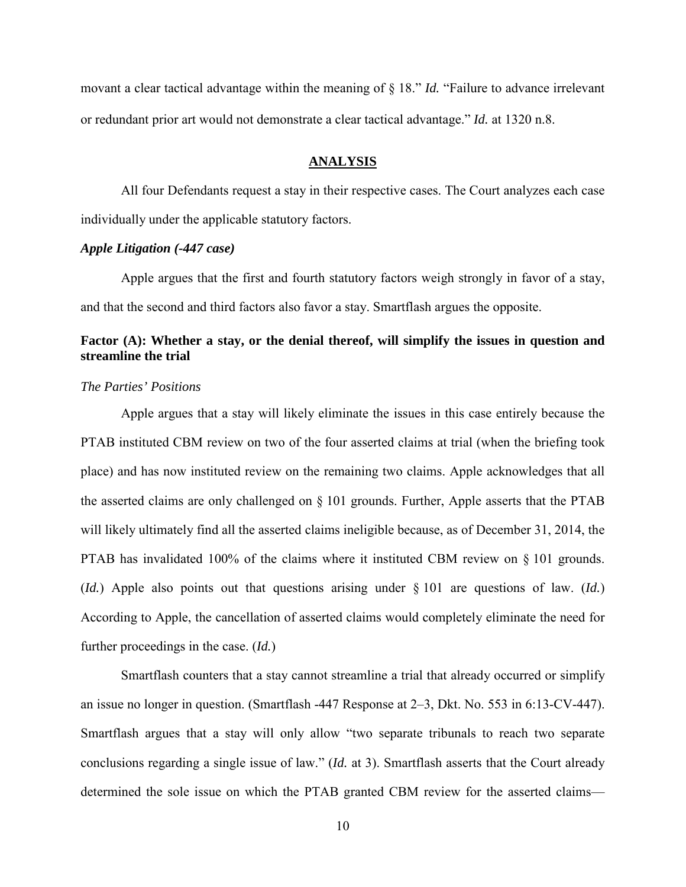movant a clear tactical advantage within the meaning of § 18." *Id.* "Failure to advance irrelevant or redundant prior art would not demonstrate a clear tactical advantage." *Id.* at 1320 n.8.

## ANALYSIS

All four Defendants request a stay in their respective cases. The Court analyzes each case individually under the applicable statutory factors.

### *Apple Litigation (-447 case)*

Apple argues that the first and fourth statutory factors weigh strongly in favor of a stay, and that the second and third factors also favor a stay. Smartflash argues the opposite.

### Factor (A): Whether a stay, or the denial thereof, will simplify the issues in question and streamline the trial

*The Parties' Positions*

Apple argues that a stay will likely eliminate the issues in this case entirely because the PTAB instituted CBM review on two of the four asserted claims at trial (when the briefing took place) and has now instituted review on the remaining two claims. Apple acknowledges that all the asserted claims are only challenged on § 101 grounds. Further, Apple asserts that the PTAB will likely ultimately find all the asserted claims ineligible because, as of December 31, 2014, the PTAB has invalidated 100% of the claims where it instituted CBM review on § 101 grounds. (*Id.*) Apple also points out that questions arising under § 101 are questions of law. (*Id.*) According to Apple, the cancellation of asserted claims would completely eliminate the need for further proceedings in the case. (*Id.*)

Smartflash counters that a stay cannot streamline a trial that already occurred or simplify an issue no longer in question. (Smartflash -447 Response at 2–3, Dkt. No. 553 in 6:13-CV-447). Smartflash argues that a stay will only allow "two separate tribunals to reach two separate conclusions regarding a single issue of law." (*Id.* at 3). Smartflash asserts that the Court already determined the sole issue on which the PTAB granted CBM review for the asserted claims—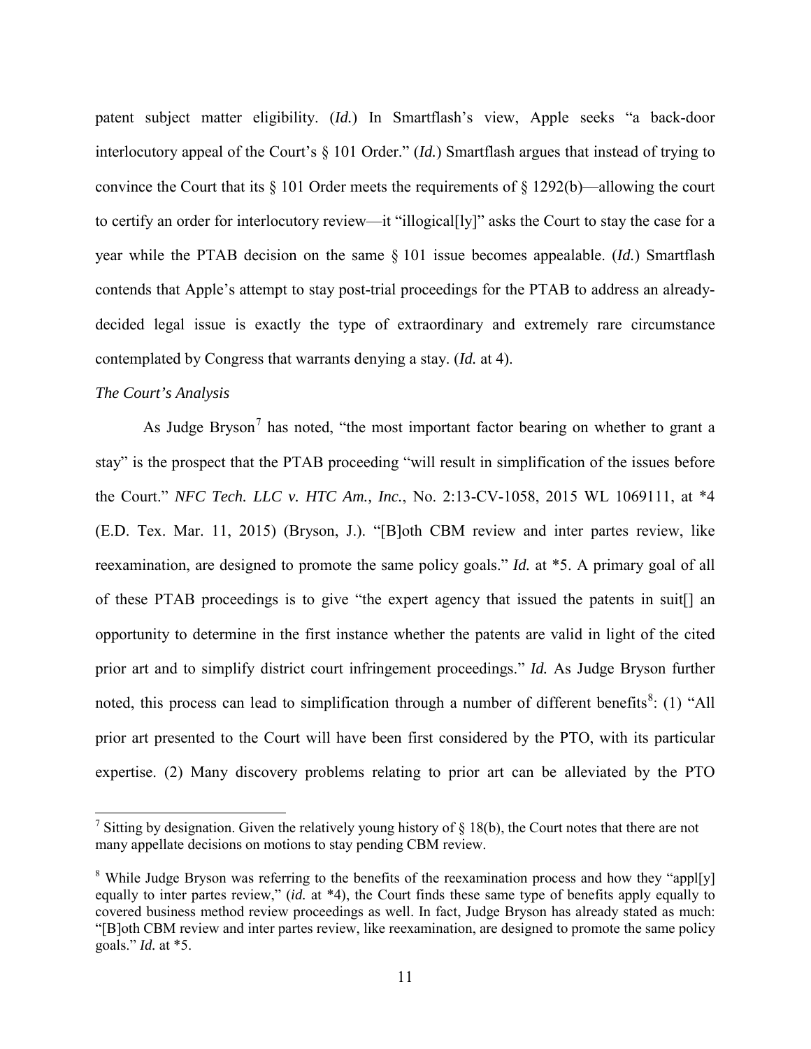patent subject matter eligibility. (*Id.*) In Smartflash's view, Apple seeks "a back-door interlocutory appeal of the Court's § 101 Order." (*Id.*) Smartflash argues that instead of trying to convince the Court that its § 101 Order meets the requirements of § 1292(b)—allowing the court to certify an order for interlocutory review—it "illogical[ly]" asks the Court to stay the case for a year while the PTAB decision on the same § 101 issue becomes appealable. (*Id.*) Smartflash contends that Apple's attempt to stay post-trial proceedings for the PTAB to address an already-decided legal issue is exactly the type of extraordinary and extremely rare circumstance contemplated by Congress that warrants denying a stay. (*Id.* at 4).

*The Court's Analysis*

As Judge Bryson[7] has noted, "the most important factor bearing on whether to grant a stay" is the prospect that the PTAB proceeding "will result in simplification of the issues before the Court." *NFC Tech. LLC v. HTC Am., Inc.*, No. 2:13-CV-1058, 2015 WL 1069111, at *4 (E.D. Tex. Mar. 11, 2015) (Bryson, J.). "[B]oth CBM review and inter partes review, like reexamination, are designed to promote the same policy goals." *Id.* at *5. A primary goal of all of these PTAB proceedings is to give "the expert agency that issued the patents in suit[] an opportunity to determine in the first instance whether the patents are valid in light of the cited prior art and to simplify district court infringement proceedings." *Id.* As Judge Bryson further noted, this process can lead to simplification through a number of different benefits[8]: (1) "All prior art presented to the Court will have been first considered by the PTO, with its particular expertise. (2) Many discovery problems relating to prior art can be alleviated by the PTO

---

[7] Sitting by designation. Given the relatively young history of § 18(b), the Court notes that there are not many appellate decisions on motions to stay pending CBM review.

[8] While Judge Bryson was referring to the benefits of the reexamination process and how they "appl[y] equally to inter partes review," (*id.* at *4), the Court finds these same type of benefits apply equally to covered business method review proceedings as well. In fact, Judge Bryson has already stated as much: "[B]oth CBM review and inter partes review, like reexamination, are designed to promote the same policy goals." *Id.* at *5.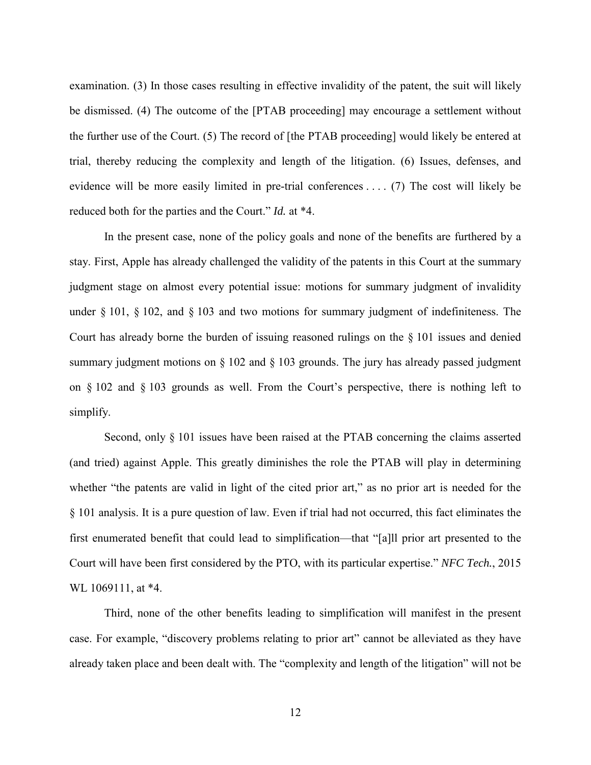examination. (3) In those cases resulting in effective invalidity of the patent, the suit will likely be dismissed. (4) The outcome of the [PTAB proceeding] may encourage a settlement without the further use of the Court. (5) The record of [the PTAB proceeding] would likely be entered at trial, thereby reducing the complexity and length of the litigation. (6) Issues, defenses, and evidence will be more easily limited in pre-trial conferences . . . . (7) The cost will likely be reduced both for the parties and the Court." *Id.* at *4.

In the present case, none of the policy goals and none of the benefits are furthered by a stay. First, Apple has already challenged the validity of the patents in this Court at the summary judgment stage on almost every potential issue: motions for summary judgment of invalidity under § 101, § 102, and § 103 and two motions for summary judgment of indefiniteness. The Court has already borne the burden of issuing reasoned rulings on the § 101 issues and denied summary judgment motions on § 102 and § 103 grounds. The jury has already passed judgment on § 102 and § 103 grounds as well. From the Court's perspective, there is nothing left to simplify.

Second, only § 101 issues have been raised at the PTAB concerning the claims asserted (and tried) against Apple. This greatly diminishes the role the PTAB will play in determining whether "the patents are valid in light of the cited prior art," as no prior art is needed for the § 101 analysis. It is a pure question of law. Even if trial had not occurred, this fact eliminates the first enumerated benefit that could lead to simplification—that "[a]ll prior art presented to the Court will have been first considered by the PTO, with its particular expertise." *NFC Tech.*, 2015 WL 1069111, at *4.

Third, none of the other benefits leading to simplification will manifest in the present case. For example, "discovery problems relating to prior art" cannot be alleviated as they have already taken place and been dealt with. The "complexity and length of the litigation" will not be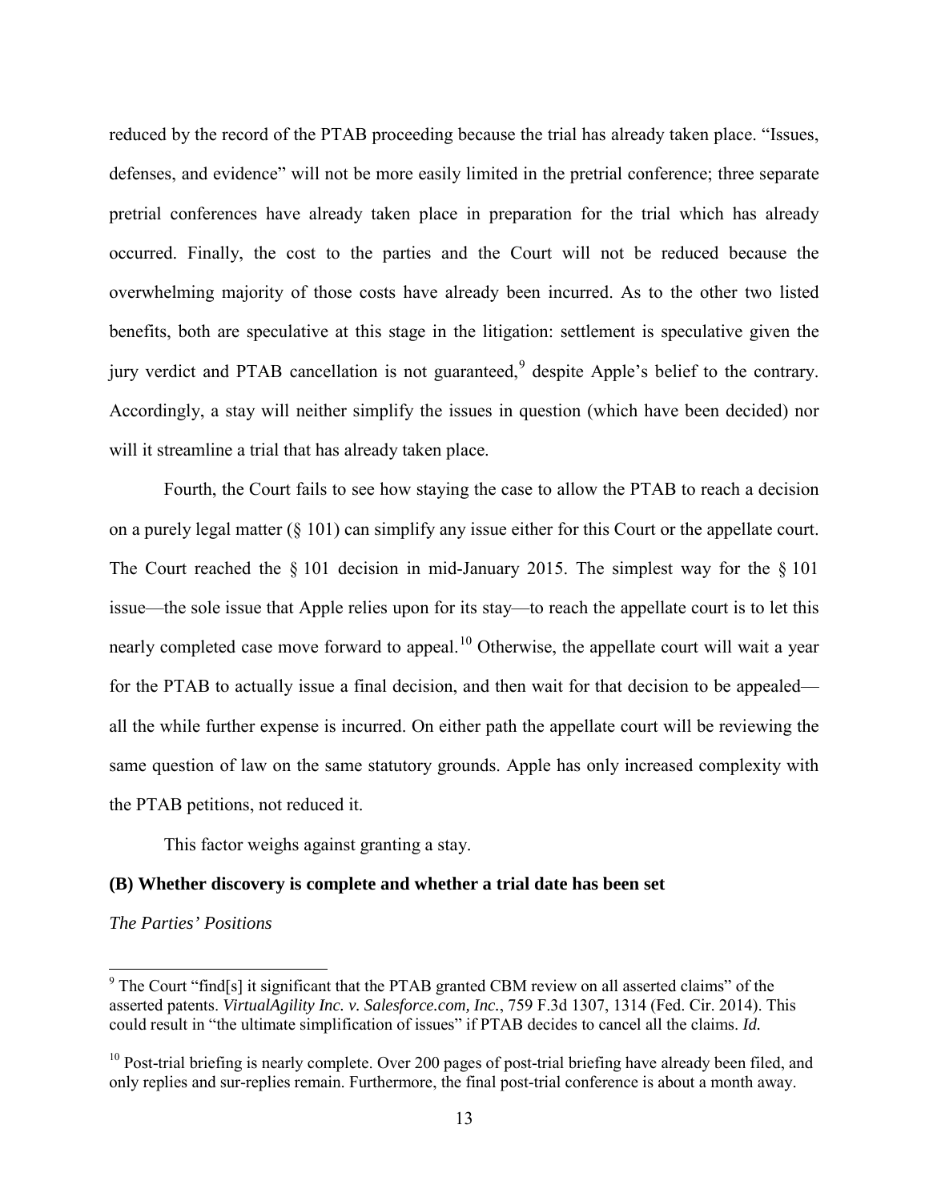reduced by the record of the PTAB proceeding because the trial has already taken place. "Issues, defenses, and evidence" will not be more easily limited in the pretrial conference; three separate pretrial conferences have already taken place in preparation for the trial which has already occurred. Finally, the cost to the parties and the Court will not be reduced because the overwhelming majority of those costs have already been incurred. As to the other two listed benefits, both are speculative at this stage in the litigation: settlement is speculative given the jury verdict and PTAB cancellation is not guaranteed,[9] despite Apple's belief to the contrary. Accordingly, a stay will neither simplify the issues in question (which have been decided) nor will it streamline a trial that has already taken place.

Fourth, the Court fails to see how staying the case to allow the PTAB to reach a decision on a purely legal matter (§ 101) can simplify any issue either for this Court or the appellate court. The Court reached the § 101 decision in mid-January 2015. The simplest way for the § 101 issue—the sole issue that Apple relies upon for its stay—to reach the appellate court is to let this nearly completed case move forward to appeal.[10] Otherwise, the appellate court will wait a year for the PTAB to actually issue a final decision, and then wait for that decision to be appealed—all the while further expense is incurred. On either path the appellate court will be reviewing the same question of law on the same statutory grounds. Apple has only increased complexity with the PTAB petitions, not reduced it.

This factor weighs against granting a stay.

**(B) Whether discovery is complete and whether a trial date has been set**

*The Parties' Positions*

---

[9] The Court "find[s] it significant that the PTAB granted CBM review on all asserted claims" of the asserted patents. *VirtualAgility Inc. v. Salesforce.com, Inc.*, 759 F.3d 1307, 1314 (Fed. Cir. 2014). This could result in "the ultimate simplification of issues" if PTAB decides to cancel all the claims. *Id.*

[10] Post-trial briefing is nearly complete. Over 200 pages of post-trial briefing have already been filed, and only replies and sur-replies remain. Furthermore, the final post-trial conference is about a month away.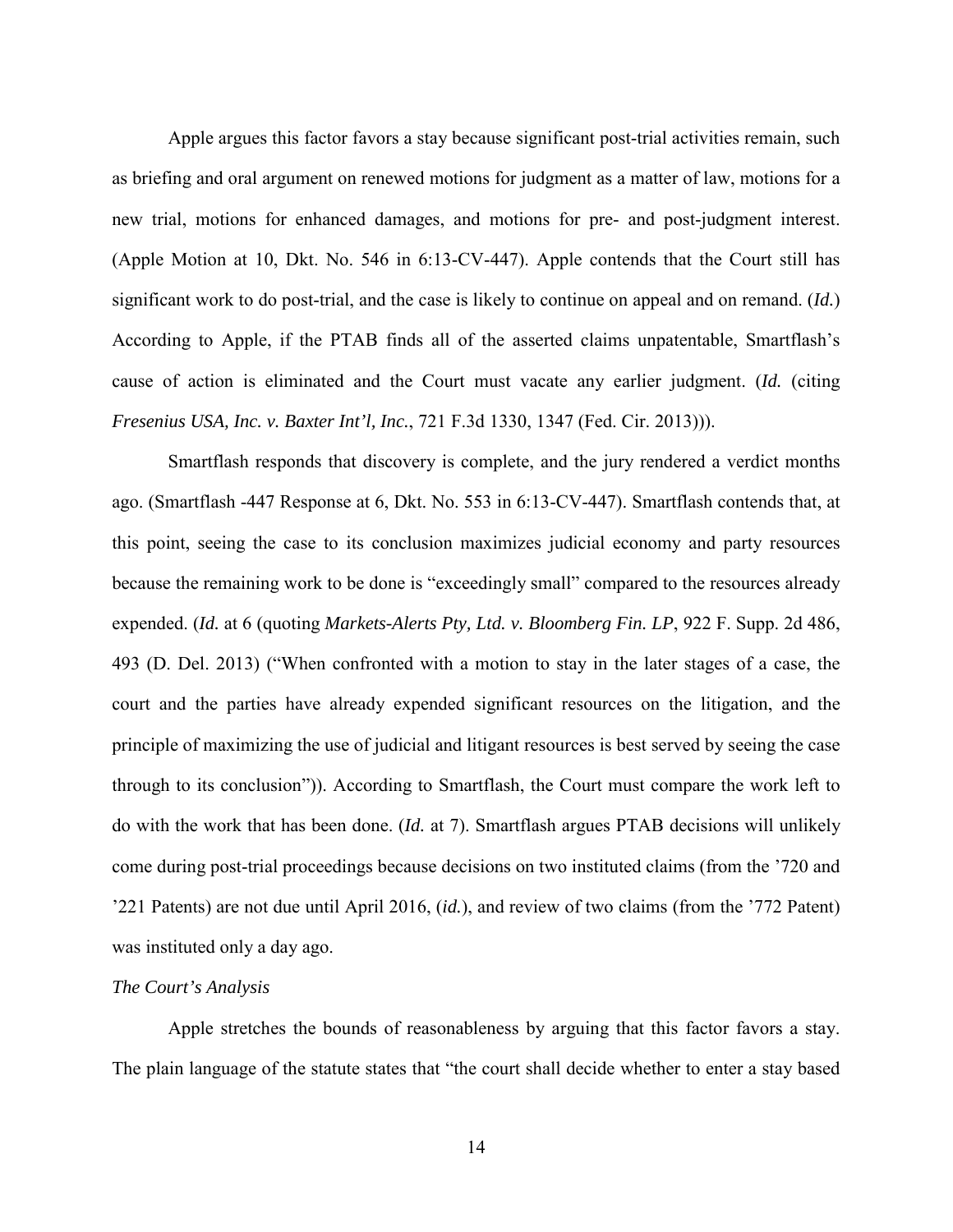Apple argues this factor favors a stay because significant post-trial activities remain, such as briefing and oral argument on renewed motions for judgment as a matter of law, motions for a new trial, motions for enhanced damages, and motions for pre- and post-judgment interest. (Apple Motion at 10, Dkt. No. 546 in 6:13-CV-447). Apple contends that the Court still has significant work to do post-trial, and the case is likely to continue on appeal and on remand. (*Id.*) According to Apple, if the PTAB finds all of the asserted claims unpatentable, Smartflash's cause of action is eliminated and the Court must vacate any earlier judgment. (*Id.* (citing *Fresenius USA, Inc. v. Baxter Int'l, Inc.*, 721 F.3d 1330, 1347 (Fed. Cir. 2013))).

Smartflash responds that discovery is complete, and the jury rendered a verdict months ago. (Smartflash -447 Response at 6, Dkt. No. 553 in 6:13-CV-447). Smartflash contends that, at this point, seeing the case to its conclusion maximizes judicial economy and party resources because the remaining work to be done is "exceedingly small" compared to the resources already expended. (*Id.* at 6 (quoting *Markets-Alerts Pty, Ltd. v. Bloomberg Fin. LP*, 922 F. Supp. 2d 486, 493 (D. Del. 2013) ("When confronted with a motion to stay in the later stages of a case, the court and the parties have already expended significant resources on the litigation, and the principle of maximizing the use of judicial and litigant resources is best served by seeing the case through to its conclusion")). According to Smartflash, the Court must compare the work left to do with the work that has been done. (*Id.* at 7). Smartflash argues PTAB decisions will unlikely come during post-trial proceedings because decisions on two instituted claims (from the '720 and '221 Patents) are not due until April 2016, (*id.*), and review of two claims (from the '772 Patent) was instituted only a day ago.

*The Court's Analysis*

Apple stretches the bounds of reasonableness by arguing that this factor favors a stay. The plain language of the statute states that "the court shall decide whether to enter a stay based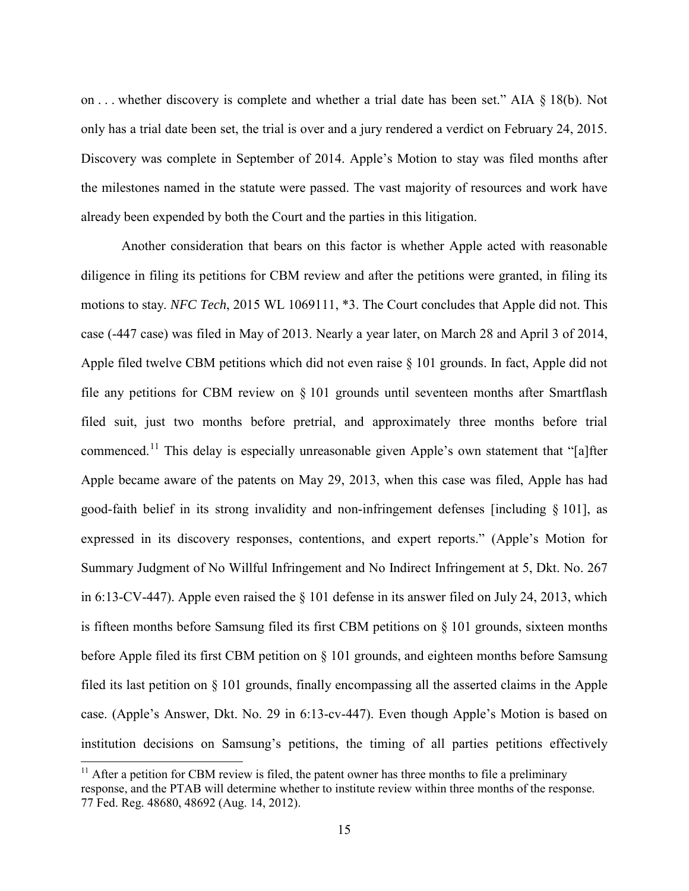on . . . whether discovery is complete and whether a trial date has been set." AIA § 18(b). Not only has a trial date been set, the trial is over and a jury rendered a verdict on February 24, 2015. Discovery was complete in September of 2014. Apple's Motion to stay was filed months after the milestones named in the statute were passed. The vast majority of resources and work have already been expended by both the Court and the parties in this litigation.

Another consideration that bears on this factor is whether Apple acted with reasonable diligence in filing its petitions for CBM review and after the petitions were granted, in filing its motions to stay. *NFC Tech*, 2015 WL 1069111, *3. The Court concludes that Apple did not. This case (-447 case) was filed in May of 2013. Nearly a year later, on March 28 and April 3 of 2014, Apple filed twelve CBM petitions which did not even raise § 101 grounds. In fact, Apple did not file any petitions for CBM review on § 101 grounds until seventeen months after Smartflash filed suit, just two months before pretrial, and approximately three months before trial commenced.[11] This delay is especially unreasonable given Apple's own statement that "[a]fter Apple became aware of the patents on May 29, 2013, when this case was filed, Apple has had good-faith belief in its strong invalidity and non-infringement defenses [including § 101], as expressed in its discovery responses, contentions, and expert reports." (Apple's Motion for Summary Judgment of No Willful Infringement and No Indirect Infringement at 5, Dkt. No. 267 in 6:13-CV-447). Apple even raised the § 101 defense in its answer filed on July 24, 2013, which is fifteen months before Samsung filed its first CBM petitions on § 101 grounds, sixteen months before Apple filed its first CBM petition on § 101 grounds, and eighteen months before Samsung filed its last petition on § 101 grounds, finally encompassing all the asserted claims in the Apple case. (Apple's Answer, Dkt. No. 29 in 6:13-cv-447). Even though Apple's Motion is based on institution decisions on Samsung's petitions, the timing of all parties petitions effectively

[11] After a petition for CBM review is filed, the patent owner has three months to file a preliminary response, and the PTAB will determine whether to institute review within three months of the response. 77 Fed. Reg. 48680, 48692 (Aug. 14, 2012).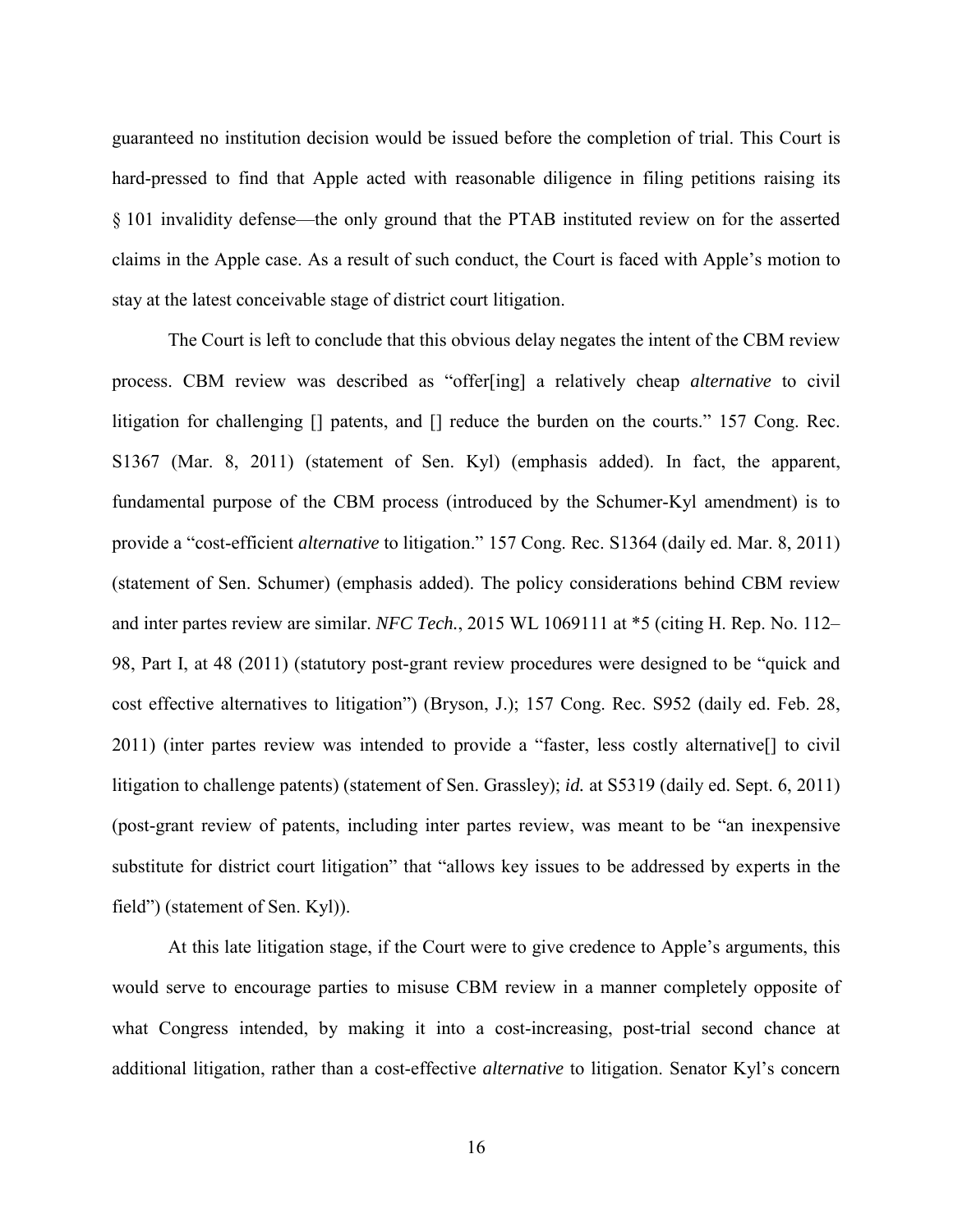guaranteed no institution decision would be issued before the completion of trial. This Court is hard-pressed to find that Apple acted with reasonable diligence in filing petitions raising its § 101 invalidity defense—the only ground that the PTAB instituted review on for the asserted claims in the Apple case. As a result of such conduct, the Court is faced with Apple's motion to stay at the latest conceivable stage of district court litigation.

The Court is left to conclude that this obvious delay negates the intent of the CBM review process. CBM review was described as "offer[ing] a relatively cheap *alternative* to civil litigation for challenging [] patents, and [] reduce the burden on the courts." 157 Cong. Rec. S1367 (Mar. 8, 2011) (statement of Sen. Kyl) (emphasis added). In fact, the apparent, fundamental purpose of the CBM process (introduced by the Schumer-Kyl amendment) is to provide a "cost-efficient *alternative* to litigation." 157 Cong. Rec. S1364 (daily ed. Mar. 8, 2011) (statement of Sen. Schumer) (emphasis added). The policy considerations behind CBM review and inter partes review are similar. *NFC Tech.*, 2015 WL 1069111 at *5 (citing H. Rep. No. 112–98, Part I, at 48 (2011) (statutory post-grant review procedures were designed to be "quick and cost effective alternatives to litigation") (Bryson, J.); 157 Cong. Rec. S952 (daily ed. Feb. 28, 2011) (inter partes review was intended to provide a "faster, less costly alternative[] to civil litigation to challenge patents) (statement of Sen. Grassley); *id.* at S5319 (daily ed. Sept. 6, 2011) (post-grant review of patents, including inter partes review, was meant to be "an inexpensive substitute for district court litigation" that "allows key issues to be addressed by experts in the field") (statement of Sen. Kyl)).

At this late litigation stage, if the Court were to give credence to Apple's arguments, this would serve to encourage parties to misuse CBM review in a manner completely opposite of what Congress intended, by making it into a cost-increasing, post-trial second chance at additional litigation, rather than a cost-effective *alternative* to litigation. Senator Kyl's concern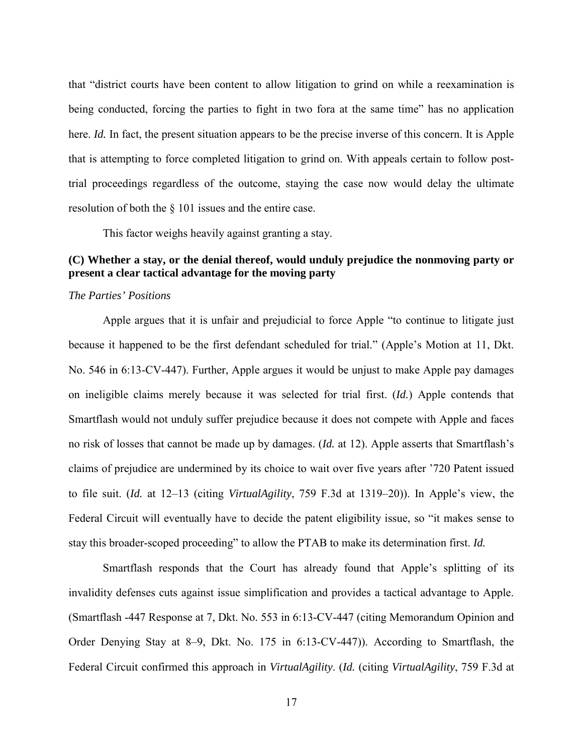that "district courts have been content to allow litigation to grind on while a reexamination is being conducted, forcing the parties to fight in two fora at the same time" has no application here. *Id.* In fact, the present situation appears to be the precise inverse of this concern. It is Apple that is attempting to force completed litigation to grind on. With appeals certain to follow post-trial proceedings regardless of the outcome, staying the case now would delay the ultimate resolution of both the § 101 issues and the entire case.

This factor weighs heavily against granting a stay.

### (C) Whether a stay, or the denial thereof, would unduly prejudice the nonmoving party or present a clear tactical advantage for the moving party

*The Parties' Positions*

Apple argues that it is unfair and prejudicial to force Apple "to continue to litigate just because it happened to be the first defendant scheduled for trial." (Apple's Motion at 11, Dkt. No. 546 in 6:13-CV-447). Further, Apple argues it would be unjust to make Apple pay damages on ineligible claims merely because it was selected for trial first. (*Id.*) Apple contends that Smartflash would not unduly suffer prejudice because it does not compete with Apple and faces no risk of losses that cannot be made up by damages. (*Id.* at 12). Apple asserts that Smartflash's claims of prejudice are undermined by its choice to wait over five years after '720 Patent issued to file suit. (*Id.* at 12–13 (citing *VirtualAgility*, 759 F.3d at 1319–20)). In Apple's view, the Federal Circuit will eventually have to decide the patent eligibility issue, so "it makes sense to stay this broader-scoped proceeding" to allow the PTAB to make its determination first. *Id.*

Smartflash responds that the Court has already found that Apple's splitting of its invalidity defenses cuts against issue simplification and provides a tactical advantage to Apple. (Smartflash -447 Response at 7, Dkt. No. 553 in 6:13-CV-447 (citing Memorandum Opinion and Order Denying Stay at 8–9, Dkt. No. 175 in 6:13-CV-447)). According to Smartflash, the Federal Circuit confirmed this approach in *VirtualAgility*. (*Id.* (citing *VirtualAgility*, 759 F.3d at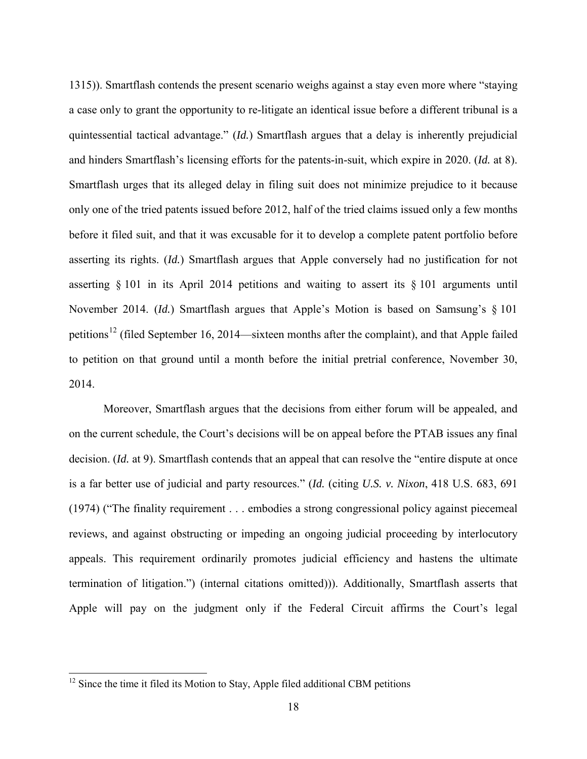1315)). Smartflash contends the present scenario weighs against a stay even more where "staying a case only to grant the opportunity to re-litigate an identical issue before a different tribunal is a quintessential tactical advantage." (*Id.*) Smartflash argues that a delay is inherently prejudicial and hinders Smartflash's licensing efforts for the patents-in-suit, which expire in 2020. (*Id.* at 8). Smartflash urges that its alleged delay in filing suit does not minimize prejudice to it because only one of the tried patents issued before 2012, half of the tried claims issued only a few months before it filed suit, and that it was excusable for it to develop a complete patent portfolio before asserting its rights. (*Id.*) Smartflash argues that Apple conversely had no justification for not asserting § 101 in its April 2014 petitions and waiting to assert its § 101 arguments until November 2014. (*Id.*) Smartflash argues that Apple's Motion is based on Samsung's § 101 petitions[12] (filed September 16, 2014—sixteen months after the complaint), and that Apple failed to petition on that ground until a month before the initial pretrial conference, November 30, 2014.

Moreover, Smartflash argues that the decisions from either forum will be appealed, and on the current schedule, the Court's decisions will be on appeal before the PTAB issues any final decision. (*Id.* at 9). Smartflash contends that an appeal that can resolve the "entire dispute at once is a far better use of judicial and party resources." (*Id.* (citing *U.S. v. Nixon*, 418 U.S. 683, 691 (1974) ("The finality requirement . . . embodies a strong congressional policy against piecemeal reviews, and against obstructing or impeding an ongoing judicial proceeding by interlocutory appeals. This requirement ordinarily promotes judicial efficiency and hastens the ultimate termination of litigation.") (internal citations omitted))). Additionally, Smartflash asserts that Apple will pay on the judgment only if the Federal Circuit affirms the Court's legal

---

[12] Since the time it filed its Motion to Stay, Apple filed additional CBM petitions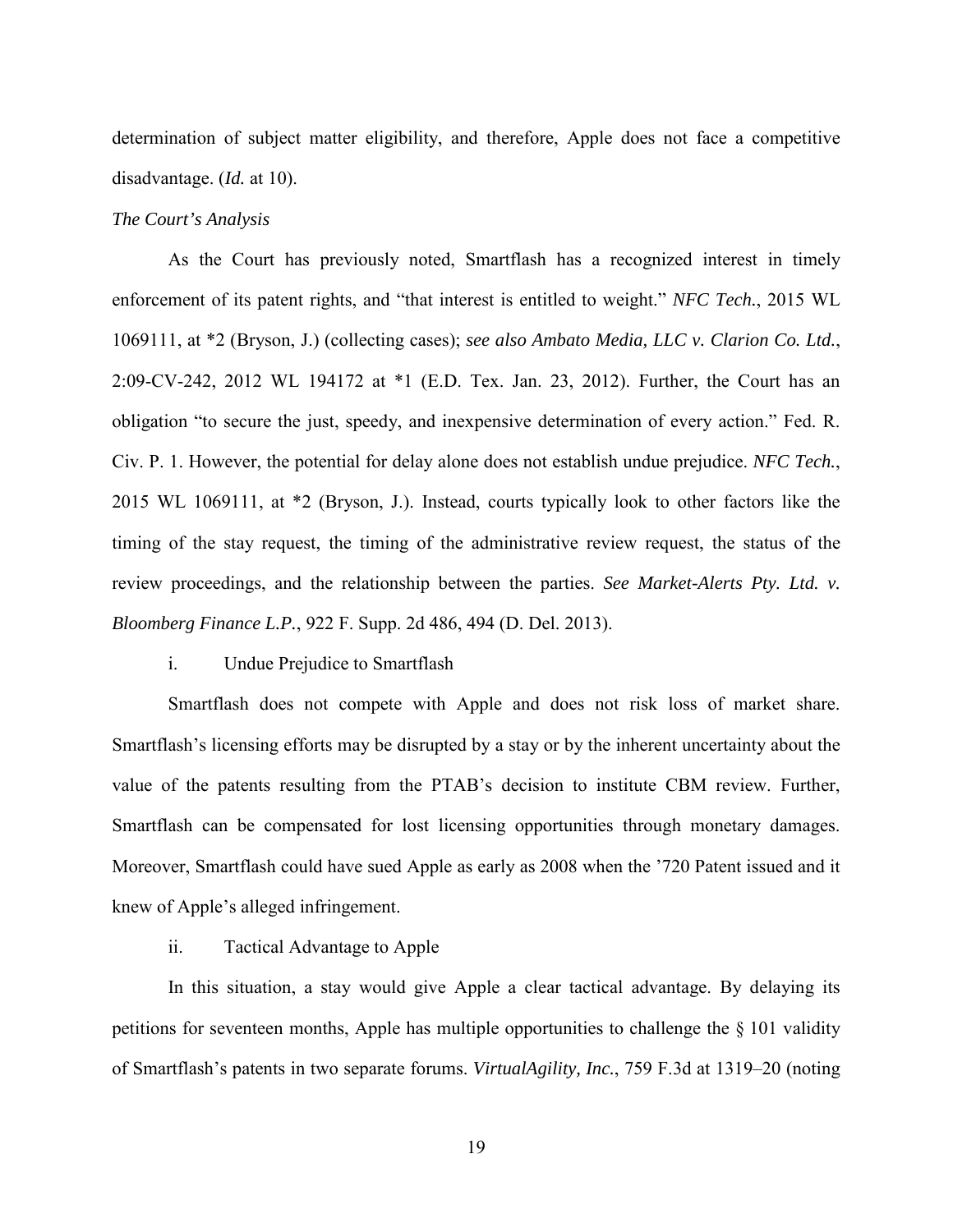determination of subject matter eligibility, and therefore, Apple does not face a competitive disadvantage. (*Id.* at 10).

*The Court's Analysis*

As the Court has previously noted, Smartflash has a recognized interest in timely enforcement of its patent rights, and "that interest is entitled to weight." *NFC Tech.*, 2015 WL 1069111, at *2 (Bryson, J.) (collecting cases); *see also Ambato Media, LLC v. Clarion Co. Ltd.*, 2:09-CV-242, 2012 WL 194172 at *1 (E.D. Tex. Jan. 23, 2012). Further, the Court has an obligation "to secure the just, speedy, and inexpensive determination of every action." Fed. R. Civ. P. 1. However, the potential for delay alone does not establish undue prejudice. *NFC Tech.*, 2015 WL 1069111, at *2 (Bryson, J.). Instead, courts typically look to other factors like the timing of the stay request, the timing of the administrative review request, the status of the review proceedings, and the relationship between the parties. *See Market-Alerts Pty. Ltd. v. Bloomberg Finance L.P.*, 922 F. Supp. 2d 486, 494 (D. Del. 2013).

i. Undue Prejudice to Smartflash

Smartflash does not compete with Apple and does not risk loss of market share. Smartflash's licensing efforts may be disrupted by a stay or by the inherent uncertainty about the value of the patents resulting from the PTAB's decision to institute CBM review. Further, Smartflash can be compensated for lost licensing opportunities through monetary damages. Moreover, Smartflash could have sued Apple as early as 2008 when the '720 Patent issued and it knew of Apple's alleged infringement.

ii. Tactical Advantage to Apple

In this situation, a stay would give Apple a clear tactical advantage. By delaying its petitions for seventeen months, Apple has multiple opportunities to challenge the § 101 validity of Smartflash's patents in two separate forums. *VirtualAgility, Inc.*, 759 F.3d at 1319–20 (noting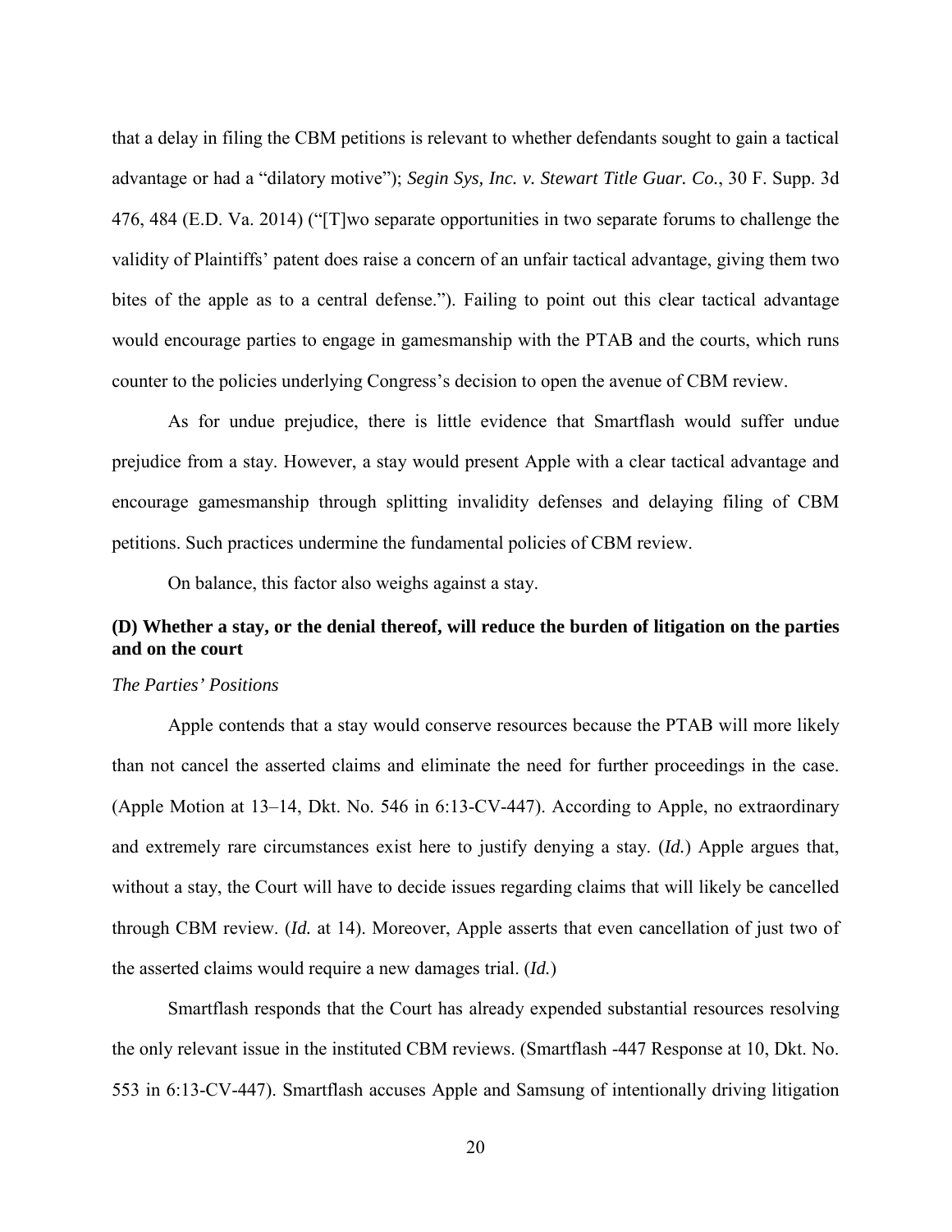that a delay in filing the CBM petitions is relevant to whether defendants sought to gain a tactical advantage or had a "dilatory motive"); *Segin Sys, Inc. v. Stewart Title Guar. Co.*, 30 F. Supp. 3d 476, 484 (E.D. Va. 2014) ("[T]wo separate opportunities in two separate forums to challenge the validity of Plaintiffs' patent does raise a concern of an unfair tactical advantage, giving them two bites of the apple as to a central defense."). Failing to point out this clear tactical advantage would encourage parties to engage in gamesmanship with the PTAB and the courts, which runs counter to the policies underlying Congress's decision to open the avenue of CBM review.

As for undue prejudice, there is little evidence that Smartflash would suffer undue prejudice from a stay. However, a stay would present Apple with a clear tactical advantage and encourage gamesmanship through splitting invalidity defenses and delaying filing of CBM petitions. Such practices undermine the fundamental policies of CBM review.

On balance, this factor also weighs against a stay.

### (D) Whether a stay, or the denial thereof, will reduce the burden of litigation on the parties and on the court

*The Parties' Positions*

Apple contends that a stay would conserve resources because the PTAB will more likely than not cancel the asserted claims and eliminate the need for further proceedings in the case. (Apple Motion at 13–14, Dkt. No. 546 in 6:13-CV-447). According to Apple, no extraordinary and extremely rare circumstances exist here to justify denying a stay. (*Id.*) Apple argues that, without a stay, the Court will have to decide issues regarding claims that will likely be cancelled through CBM review. (*Id.* at 14). Moreover, Apple asserts that even cancellation of just two of the asserted claims would require a new damages trial. (*Id.*)

Smartflash responds that the Court has already expended substantial resources resolving the only relevant issue in the instituted CBM reviews. (Smartflash -447 Response at 10, Dkt. No. 553 in 6:13-CV-447). Smartflash accuses Apple and Samsung of intentionally driving litigation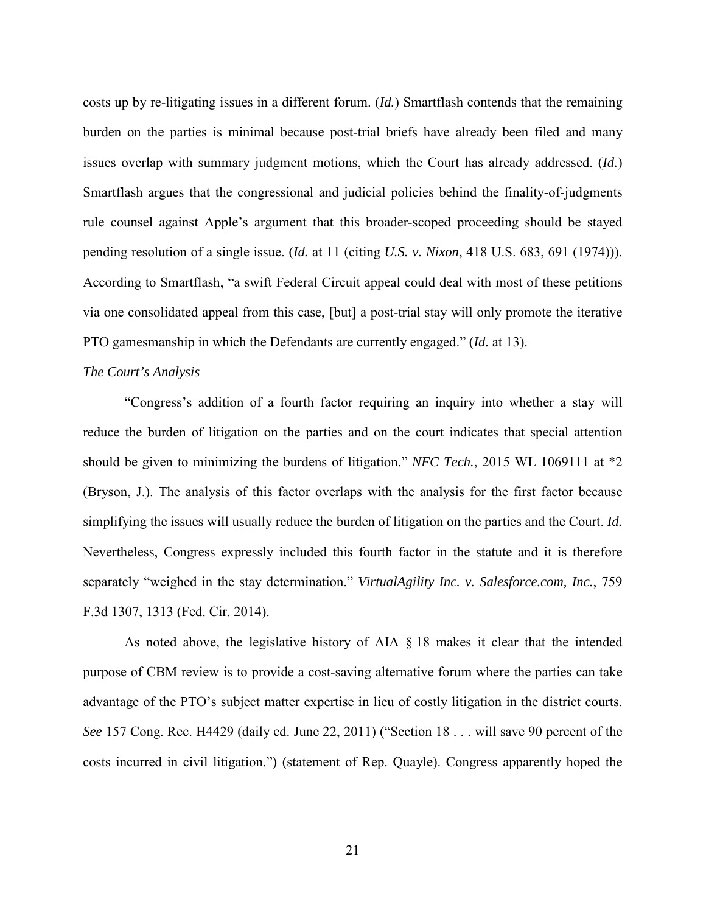costs up by re-litigating issues in a different forum. (*Id.*) Smartflash contends that the remaining burden on the parties is minimal because post-trial briefs have already been filed and many issues overlap with summary judgment motions, which the Court has already addressed. (*Id.*) Smartflash argues that the congressional and judicial policies behind the finality-of-judgments rule counsel against Apple's argument that this broader-scoped proceeding should be stayed pending resolution of a single issue. (*Id.* at 11 (citing *U.S. v. Nixon*, 418 U.S. 683, 691 (1974))). According to Smartflash, "a swift Federal Circuit appeal could deal with most of these petitions via one consolidated appeal from this case, [but] a post-trial stay will only promote the iterative PTO gamesmanship in which the Defendants are currently engaged." (*Id.* at 13).

*The Court's Analysis*

"Congress's addition of a fourth factor requiring an inquiry into whether a stay will reduce the burden of litigation on the parties and on the court indicates that special attention should be given to minimizing the burdens of litigation." *NFC Tech.*, 2015 WL 1069111 at *2 (Bryson, J.). The analysis of this factor overlaps with the analysis for the first factor because simplifying the issues will usually reduce the burden of litigation on the parties and the Court. *Id.* Nevertheless, Congress expressly included this fourth factor in the statute and it is therefore separately "weighed in the stay determination." *VirtualAgility Inc. v. Salesforce.com, Inc.*, 759 F.3d 1307, 1313 (Fed. Cir. 2014).

As noted above, the legislative history of AIA § 18 makes it clear that the intended purpose of CBM review is to provide a cost-saving alternative forum where the parties can take advantage of the PTO's subject matter expertise in lieu of costly litigation in the district courts. *See* 157 Cong. Rec. H4429 (daily ed. June 22, 2011) ("Section 18 . . . will save 90 percent of the costs incurred in civil litigation.") (statement of Rep. Quayle). Congress apparently hoped the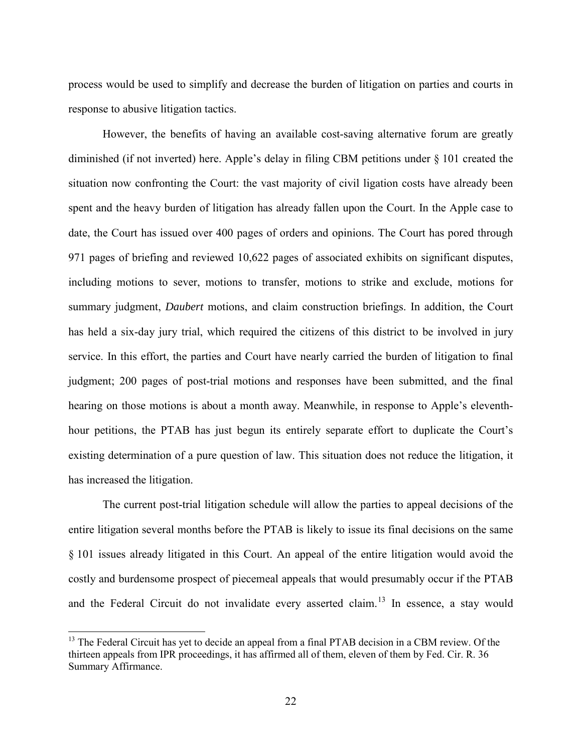process would be used to simplify and decrease the burden of litigation on parties and courts in response to abusive litigation tactics.

However, the benefits of having an available cost-saving alternative forum are greatly diminished (if not inverted) here. Apple's delay in filing CBM petitions under § 101 created the situation now confronting the Court: the vast majority of civil ligation costs have already been spent and the heavy burden of litigation has already fallen upon the Court. In the Apple case to date, the Court has issued over 400 pages of orders and opinions. The Court has pored through 971 pages of briefing and reviewed 10,622 pages of associated exhibits on significant disputes, including motions to sever, motions to transfer, motions to strike and exclude, motions for summary judgment, *Daubert* motions, and claim construction briefings. In addition, the Court has held a six-day jury trial, which required the citizens of this district to be involved in jury service. In this effort, the parties and Court have nearly carried the burden of litigation to final judgment; 200 pages of post-trial motions and responses have been submitted, and the final hearing on those motions is about a month away. Meanwhile, in response to Apple's eleventh-hour petitions, the PTAB has just begun its entirely separate effort to duplicate the Court's existing determination of a pure question of law. This situation does not reduce the litigation, it has increased the litigation.

The current post-trial litigation schedule will allow the parties to appeal decisions of the entire litigation several months before the PTAB is likely to issue its final decisions on the same § 101 issues already litigated in this Court. An appeal of the entire litigation would avoid the costly and burdensome prospect of piecemeal appeals that would presumably occur if the PTAB and the Federal Circuit do not invalidate every asserted claim.[13] In essence, a stay would

[13] The Federal Circuit has yet to decide an appeal from a final PTAB decision in a CBM review. Of the thirteen appeals from IPR proceedings, it has affirmed all of them, eleven of them by Fed. Cir. R. 36 Summary Affirmance.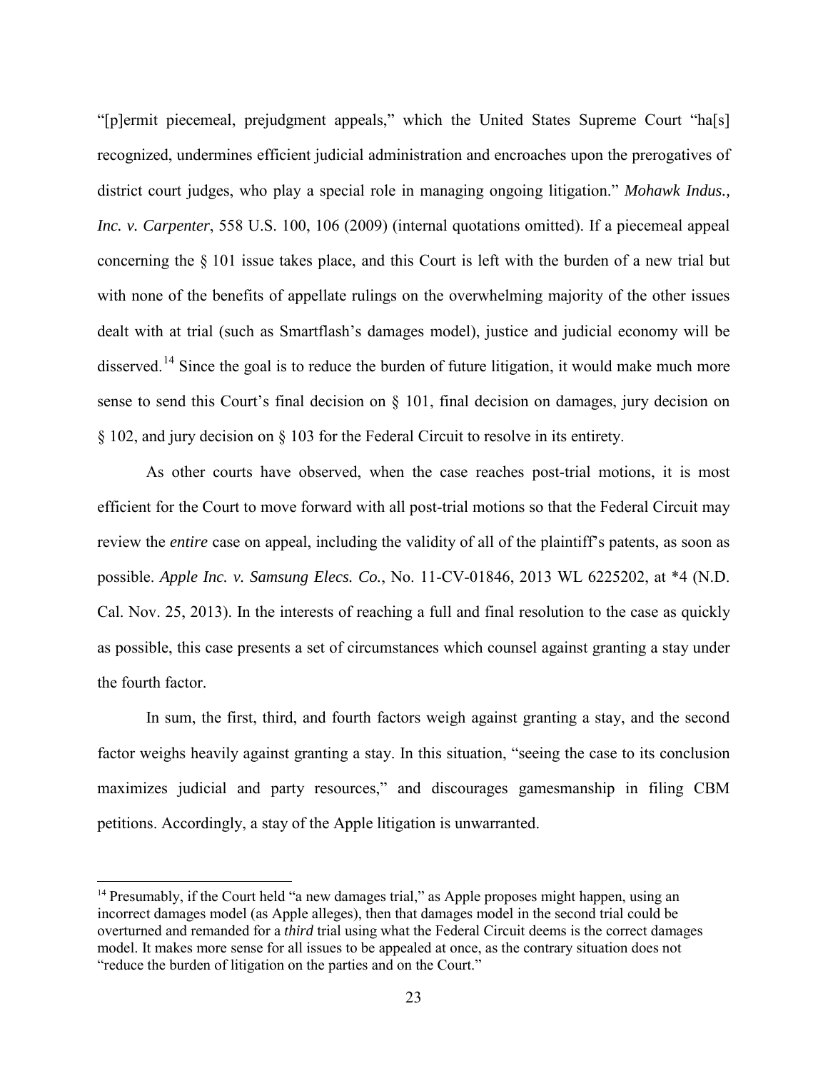"[p]ermit piecemeal, prejudgment appeals," which the United States Supreme Court "ha[s] recognized, undermines efficient judicial administration and encroaches upon the prerogatives of district court judges, who play a special role in managing ongoing litigation." *Mohawk Indus., Inc. v. Carpenter*, 558 U.S. 100, 106 (2009) (internal quotations omitted). If a piecemeal appeal concerning the § 101 issue takes place, and this Court is left with the burden of a new trial but with none of the benefits of appellate rulings on the overwhelming majority of the other issues dealt with at trial (such as Smartflash's damages model), justice and judicial economy will be disserved.[14] Since the goal is to reduce the burden of future litigation, it would make much more sense to send this Court's final decision on § 101, final decision on damages, jury decision on § 102, and jury decision on § 103 for the Federal Circuit to resolve in its entirety.

As other courts have observed, when the case reaches post-trial motions, it is most efficient for the Court to move forward with all post-trial motions so that the Federal Circuit may review the *entire* case on appeal, including the validity of all of the plaintiff's patents, as soon as possible. *Apple Inc. v. Samsung Elecs. Co.*, No. 11-CV-01846, 2013 WL 6225202, at *4 (N.D. Cal. Nov. 25, 2013). In the interests of reaching a full and final resolution to the case as quickly as possible, this case presents a set of circumstances which counsel against granting a stay under the fourth factor.

In sum, the first, third, and fourth factors weigh against granting a stay, and the second factor weighs heavily against granting a stay. In this situation, "seeing the case to its conclusion maximizes judicial and party resources," and discourages gamesmanship in filing CBM petitions. Accordingly, a stay of the Apple litigation is unwarranted.

---

[14] Presumably, if the Court held "a new damages trial," as Apple proposes might happen, using an incorrect damages model (as Apple alleges), then that damages model in the second trial could be overturned and remanded for a *third* trial using what the Federal Circuit deems is the correct damages model. It makes more sense for all issues to be appealed at once, as the contrary situation does not "reduce the burden of litigation on the parties and on the Court."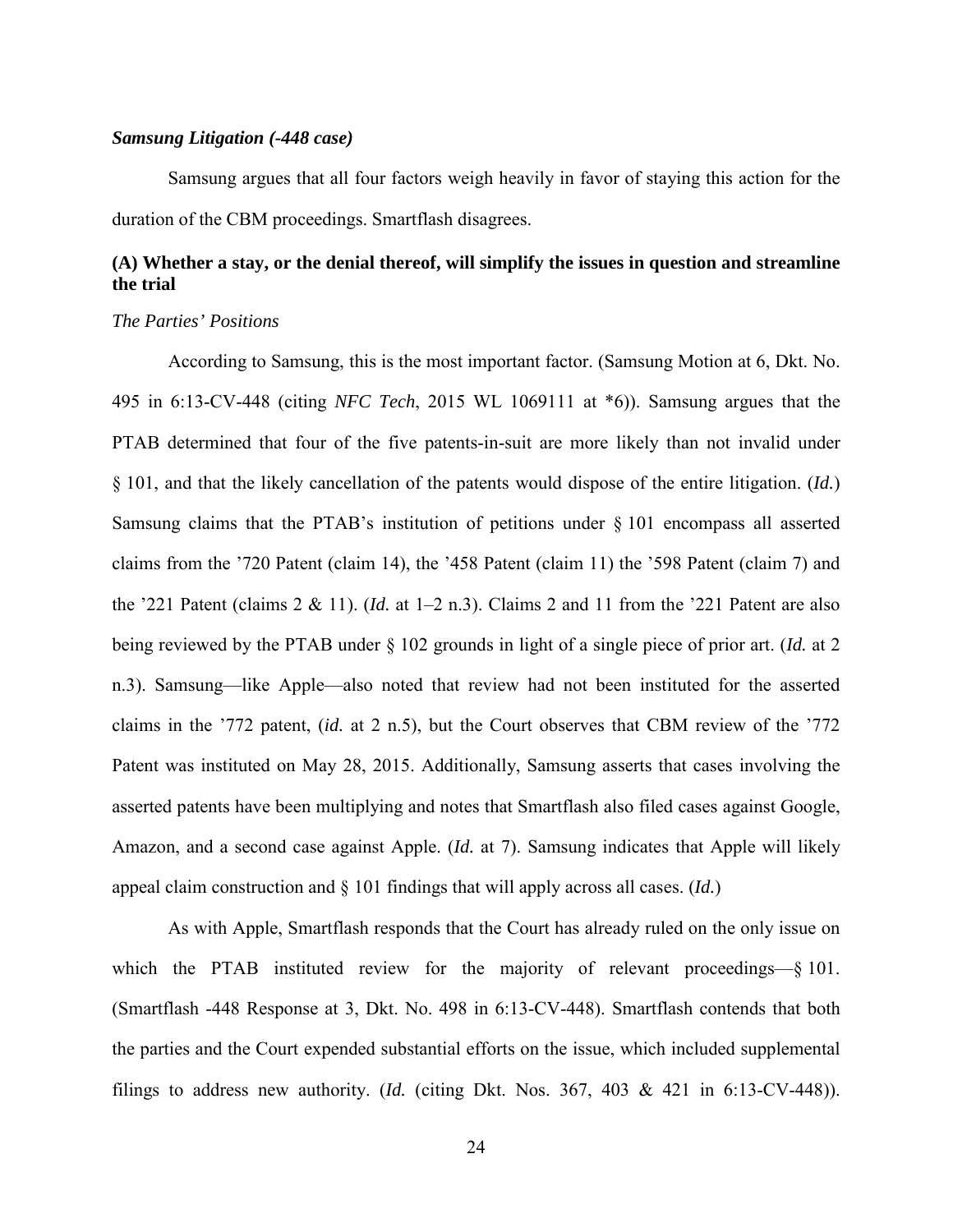***Samsung Litigation (-448 case)***

Samsung argues that all four factors weigh heavily in favor of staying this action for the duration of the CBM proceedings. Smartflash disagrees.

**(A) Whether a stay, or the denial thereof, will simplify the issues in question and streamline the trial**

*The Parties' Positions*

According to Samsung, this is the most important factor. (Samsung Motion at 6, Dkt. No. 495 in 6:13-CV-448 (citing *NFC Tech*, 2015 WL 1069111 at *6)). Samsung argues that the PTAB determined that four of the five patents-in-suit are more likely than not invalid under § 101, and that the likely cancellation of the patents would dispose of the entire litigation. (*Id.*) Samsung claims that the PTAB's institution of petitions under § 101 encompass all asserted claims from the '720 Patent (claim 14), the '458 Patent (claim 11) the '598 Patent (claim 7) and the '221 Patent (claims 2 & 11). (*Id.* at 1–2 n.3). Claims 2 and 11 from the '221 Patent are also being reviewed by the PTAB under § 102 grounds in light of a single piece of prior art. (*Id.* at 2 n.3). Samsung—like Apple—also noted that review had not been instituted for the asserted claims in the '772 patent, (*id.* at 2 n.5), but the Court observes that CBM review of the '772 Patent was instituted on May 28, 2015. Additionally, Samsung asserts that cases involving the asserted patents have been multiplying and notes that Smartflash also filed cases against Google, Amazon, and a second case against Apple. (*Id.* at 7). Samsung indicates that Apple will likely appeal claim construction and § 101 findings that will apply across all cases. (*Id.*)

As with Apple, Smartflash responds that the Court has already ruled on the only issue on which the PTAB instituted review for the majority of relevant proceedings—§ 101. (Smartflash -448 Response at 3, Dkt. No. 498 in 6:13-CV-448). Smartflash contends that both the parties and the Court expended substantial efforts on the issue, which included supplemental filings to address new authority. (*Id.* (citing Dkt. Nos. 367, 403 & 421 in 6:13-CV-448)).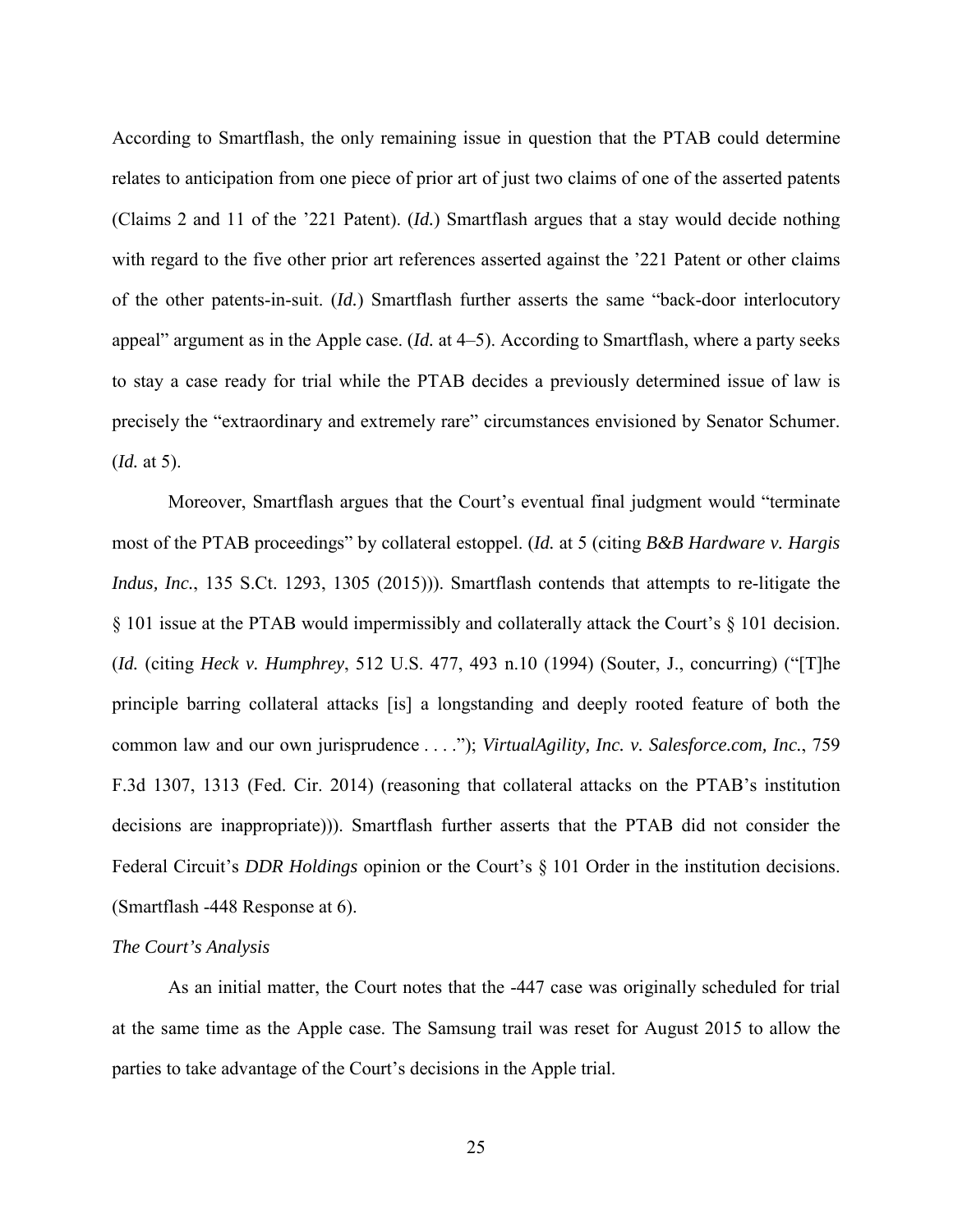According to Smartflash, the only remaining issue in question that the PTAB could determine relates to anticipation from one piece of prior art of just two claims of one of the asserted patents (Claims 2 and 11 of the '221 Patent). (*Id.*) Smartflash argues that a stay would decide nothing with regard to the five other prior art references asserted against the '221 Patent or other claims of the other patents-in-suit. (*Id.*) Smartflash further asserts the same "back-door interlocutory appeal" argument as in the Apple case. (*Id.* at 4–5). According to Smartflash, where a party seeks to stay a case ready for trial while the PTAB decides a previously determined issue of law is precisely the "extraordinary and extremely rare" circumstances envisioned by Senator Schumer. (*Id.* at 5).

Moreover, Smartflash argues that the Court's eventual final judgment would "terminate most of the PTAB proceedings" by collateral estoppel. (*Id.* at 5 (citing *B&B Hardware v. Hargis Indus, Inc.*, 135 S.Ct. 1293, 1305 (2015))). Smartflash contends that attempts to re-litigate the § 101 issue at the PTAB would impermissibly and collaterally attack the Court's § 101 decision. (*Id.* (citing *Heck v. Humphrey*, 512 U.S. 477, 493 n.10 (1994) (Souter, J., concurring) ("[T]he principle barring collateral attacks [is] a longstanding and deeply rooted feature of both the common law and our own jurisprudence . . . ."); *VirtualAgility, Inc. v. Salesforce.com, Inc.*, 759 F.3d 1307, 1313 (Fed. Cir. 2014) (reasoning that collateral attacks on the PTAB's institution decisions are inappropriate))). Smartflash further asserts that the PTAB did not consider the Federal Circuit's *DDR Holdings* opinion or the Court's § 101 Order in the institution decisions. (Smartflash -448 Response at 6).

*The Court's Analysis*

As an initial matter, the Court notes that the -447 case was originally scheduled for trial at the same time as the Apple case. The Samsung trail was reset for August 2015 to allow the parties to take advantage of the Court's decisions in the Apple trial.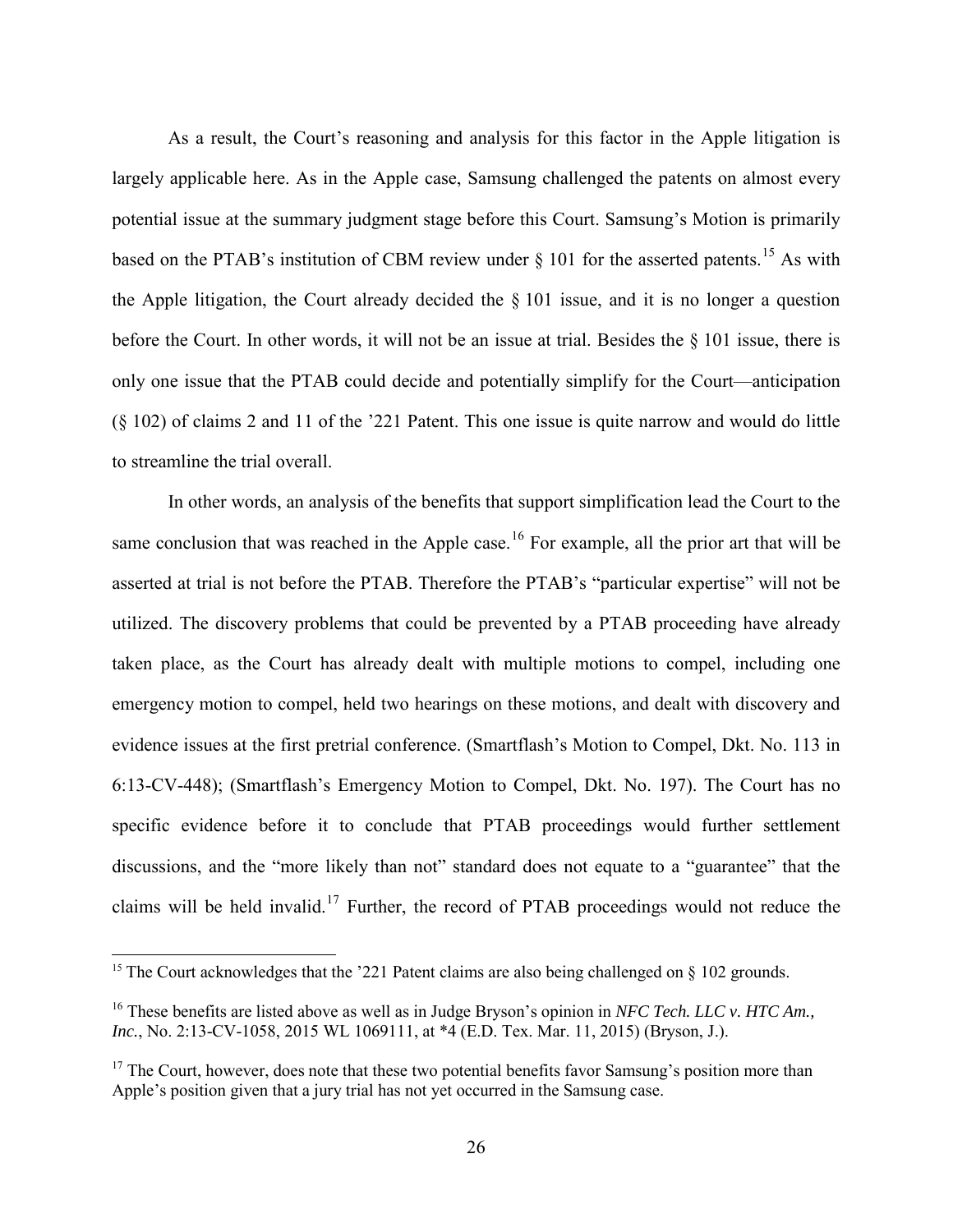As a result, the Court's reasoning and analysis for this factor in the Apple litigation is largely applicable here. As in the Apple case, Samsung challenged the patents on almost every potential issue at the summary judgment stage before this Court. Samsung's Motion is primarily based on the PTAB's institution of CBM review under § 101 for the asserted patents.[15] As with the Apple litigation, the Court already decided the § 101 issue, and it is no longer a question before the Court. In other words, it will not be an issue at trial. Besides the § 101 issue, there is only one issue that the PTAB could decide and potentially simplify for the Court—anticipation (§ 102) of claims 2 and 11 of the '221 Patent. This one issue is quite narrow and would do little to streamline the trial overall.

In other words, an analysis of the benefits that support simplification lead the Court to the same conclusion that was reached in the Apple case.[16] For example, all the prior art that will be asserted at trial is not before the PTAB. Therefore the PTAB's "particular expertise" will not be utilized. The discovery problems that could be prevented by a PTAB proceeding have already taken place, as the Court has already dealt with multiple motions to compel, including one emergency motion to compel, held two hearings on these motions, and dealt with discovery and evidence issues at the first pretrial conference. (Smartflash's Motion to Compel, Dkt. No. 113 in 6:13-CV-448); (Smartflash's Emergency Motion to Compel, Dkt. No. 197). The Court has no specific evidence before it to conclude that PTAB proceedings would further settlement discussions, and the "more likely than not" standard does not equate to a "guarantee" that the claims will be held invalid.[17] Further, the record of PTAB proceedings would not reduce the

---

[15] The Court acknowledges that the '221 Patent claims are also being challenged on § 102 grounds.

[16] These benefits are listed above as well as in Judge Bryson's opinion in *NFC Tech. LLC v. HTC Am., Inc.*, No. 2:13-CV-1058, 2015 WL 1069111, at *4 (E.D. Tex. Mar. 11, 2015) (Bryson, J.).

[17] The Court, however, does note that these two potential benefits favor Samsung's position more than Apple's position given that a jury trial has not yet occurred in the Samsung case.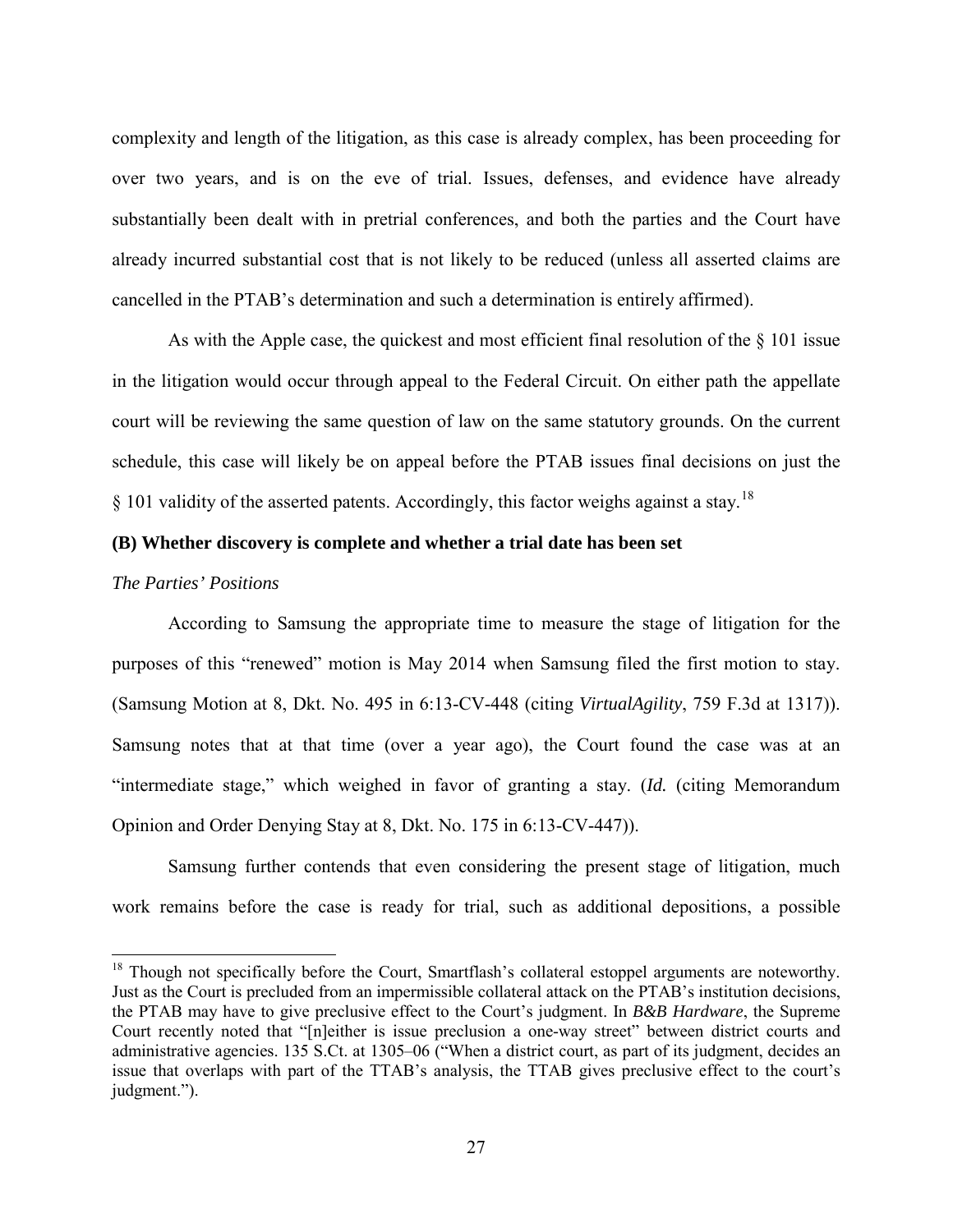complexity and length of the litigation, as this case is already complex, has been proceeding for over two years, and is on the eve of trial. Issues, defenses, and evidence have already substantially been dealt with in pretrial conferences, and both the parties and the Court have already incurred substantial cost that is not likely to be reduced (unless all asserted claims are cancelled in the PTAB's determination and such a determination is entirely affirmed).

As with the Apple case, the quickest and most efficient final resolution of the § 101 issue in the litigation would occur through appeal to the Federal Circuit. On either path the appellate court will be reviewing the same question of law on the same statutory grounds. On the current schedule, this case will likely be on appeal before the PTAB issues final decisions on just the § 101 validity of the asserted patents. Accordingly, this factor weighs against a stay.[18]

**(B) Whether discovery is complete and whether a trial date has been set**

*The Parties' Positions*

According to Samsung the appropriate time to measure the stage of litigation for the purposes of this "renewed" motion is May 2014 when Samsung filed the first motion to stay. (Samsung Motion at 8, Dkt. No. 495 in 6:13-CV-448 (citing *VirtualAgility*, 759 F.3d at 1317)). Samsung notes that at that time (over a year ago), the Court found the case was at an "intermediate stage," which weighed in favor of granting a stay. (*Id.* (citing Memorandum Opinion and Order Denying Stay at 8, Dkt. No. 175 in 6:13-CV-447)).

Samsung further contends that even considering the present stage of litigation, much work remains before the case is ready for trial, such as additional depositions, a possible

[18] Though not specifically before the Court, Smartflash's collateral estoppel arguments are noteworthy. Just as the Court is precluded from an impermissible collateral attack on the PTAB's institution decisions, the PTAB may have to give preclusive effect to the Court's judgment. In *B&B Hardware*, the Supreme Court recently noted that "[n]either is issue preclusion a one-way street" between district courts and administrative agencies. 135 S.Ct. at 1305–06 ("When a district court, as part of its judgment, decides an issue that overlaps with part of the TTAB's analysis, the TTAB gives preclusive effect to the court's judgment.").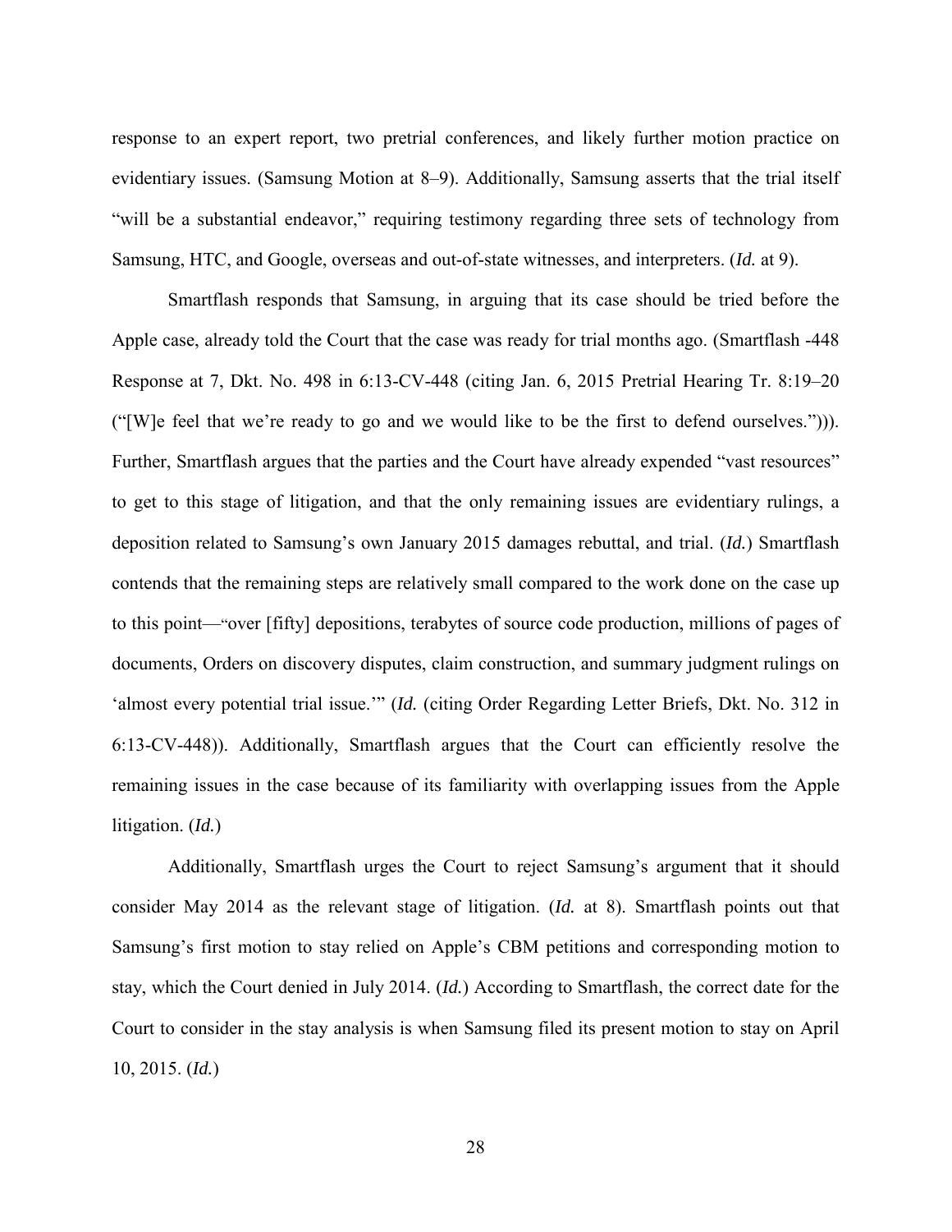response to an expert report, two pretrial conferences, and likely further motion practice on evidentiary issues. (Samsung Motion at 8–9). Additionally, Samsung asserts that the trial itself "will be a substantial endeavor," requiring testimony regarding three sets of technology from Samsung, HTC, and Google, overseas and out-of-state witnesses, and interpreters. (*Id.* at 9).

Smartflash responds that Samsung, in arguing that its case should be tried before the Apple case, already told the Court that the case was ready for trial months ago. (Smartflash -448 Response at 7, Dkt. No. 498 in 6:13-CV-448 (citing Jan. 6, 2015 Pretrial Hearing Tr. 8:19–20 ("[W]e feel that we're ready to go and we would like to be the first to defend ourselves."))). Further, Smartflash argues that the parties and the Court have already expended "vast resources" to get to this stage of litigation, and that the only remaining issues are evidentiary rulings, a deposition related to Samsung's own January 2015 damages rebuttal, and trial. (*Id.*) Smartflash contends that the remaining steps are relatively small compared to the work done on the case up to this point—"over [fifty] depositions, terabytes of source code production, millions of pages of documents, Orders on discovery disputes, claim construction, and summary judgment rulings on 'almost every potential trial issue.'" (*Id.* (citing Order Regarding Letter Briefs, Dkt. No. 312 in 6:13-CV-448)). Additionally, Smartflash argues that the Court can efficiently resolve the remaining issues in the case because of its familiarity with overlapping issues from the Apple litigation. (*Id.*)

Additionally, Smartflash urges the Court to reject Samsung's argument that it should consider May 2014 as the relevant stage of litigation. (*Id.* at 8). Smartflash points out that Samsung's first motion to stay relied on Apple's CBM petitions and corresponding motion to stay, which the Court denied in July 2014. (*Id.*) According to Smartflash, the correct date for the Court to consider in the stay analysis is when Samsung filed its present motion to stay on April 10, 2015. (*Id.*)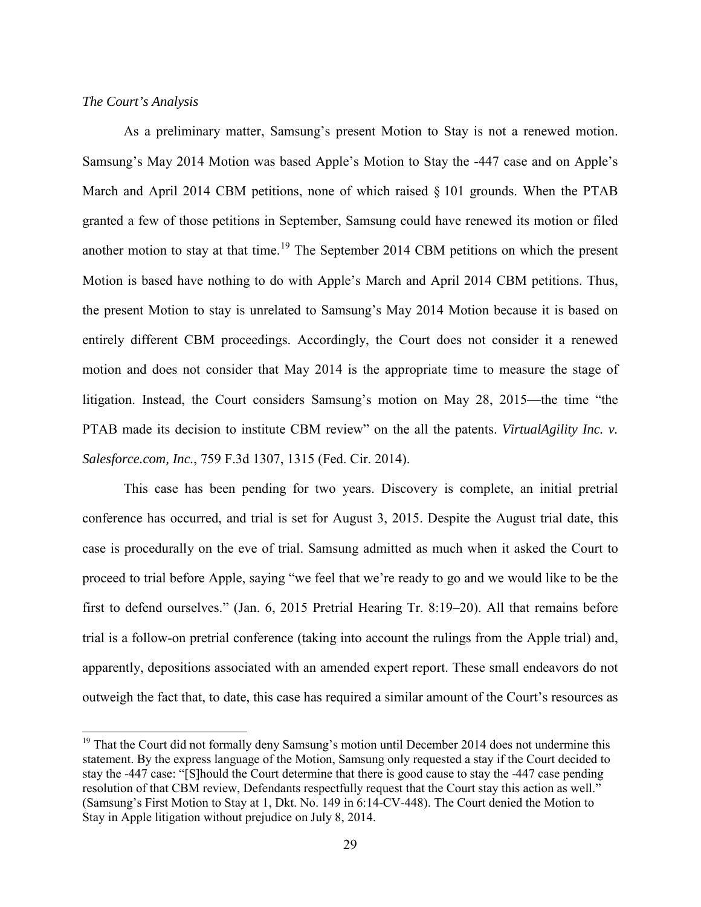*The Court's Analysis*

As a preliminary matter, Samsung's present Motion to Stay is not a renewed motion. Samsung's May 2014 Motion was based Apple's Motion to Stay the -447 case and on Apple's March and April 2014 CBM petitions, none of which raised § 101 grounds. When the PTAB granted a few of those petitions in September, Samsung could have renewed its motion or filed another motion to stay at that time.[19] The September 2014 CBM petitions on which the present Motion is based have nothing to do with Apple's March and April 2014 CBM petitions. Thus, the present Motion to stay is unrelated to Samsung's May 2014 Motion because it is based on entirely different CBM proceedings. Accordingly, the Court does not consider it a renewed motion and does not consider that May 2014 is the appropriate time to measure the stage of litigation. Instead, the Court considers Samsung's motion on May 28, 2015—the time "the PTAB made its decision to institute CBM review" on the all the patents. *VirtualAgility Inc. v. Salesforce.com, Inc.*, 759 F.3d 1307, 1315 (Fed. Cir. 2014).

This case has been pending for two years. Discovery is complete, an initial pretrial conference has occurred, and trial is set for August 3, 2015. Despite the August trial date, this case is procedurally on the eve of trial. Samsung admitted as much when it asked the Court to proceed to trial before Apple, saying "we feel that we're ready to go and we would like to be the first to defend ourselves." (Jan. 6, 2015 Pretrial Hearing Tr. 8:19–20). All that remains before trial is a follow-on pretrial conference (taking into account the rulings from the Apple trial) and, apparently, depositions associated with an amended expert report. These small endeavors do not outweigh the fact that, to date, this case has required a similar amount of the Court's resources as

---

[19] That the Court did not formally deny Samsung's motion until December 2014 does not undermine this statement. By the express language of the Motion, Samsung only requested a stay if the Court decided to stay the -447 case: "[S]hould the Court determine that there is good cause to stay the -447 case pending resolution of that CBM review, Defendants respectfully request that the Court stay this action as well." (Samsung's First Motion to Stay at 1, Dkt. No. 149 in 6:14-CV-448). The Court denied the Motion to Stay in Apple litigation without prejudice on July 8, 2014.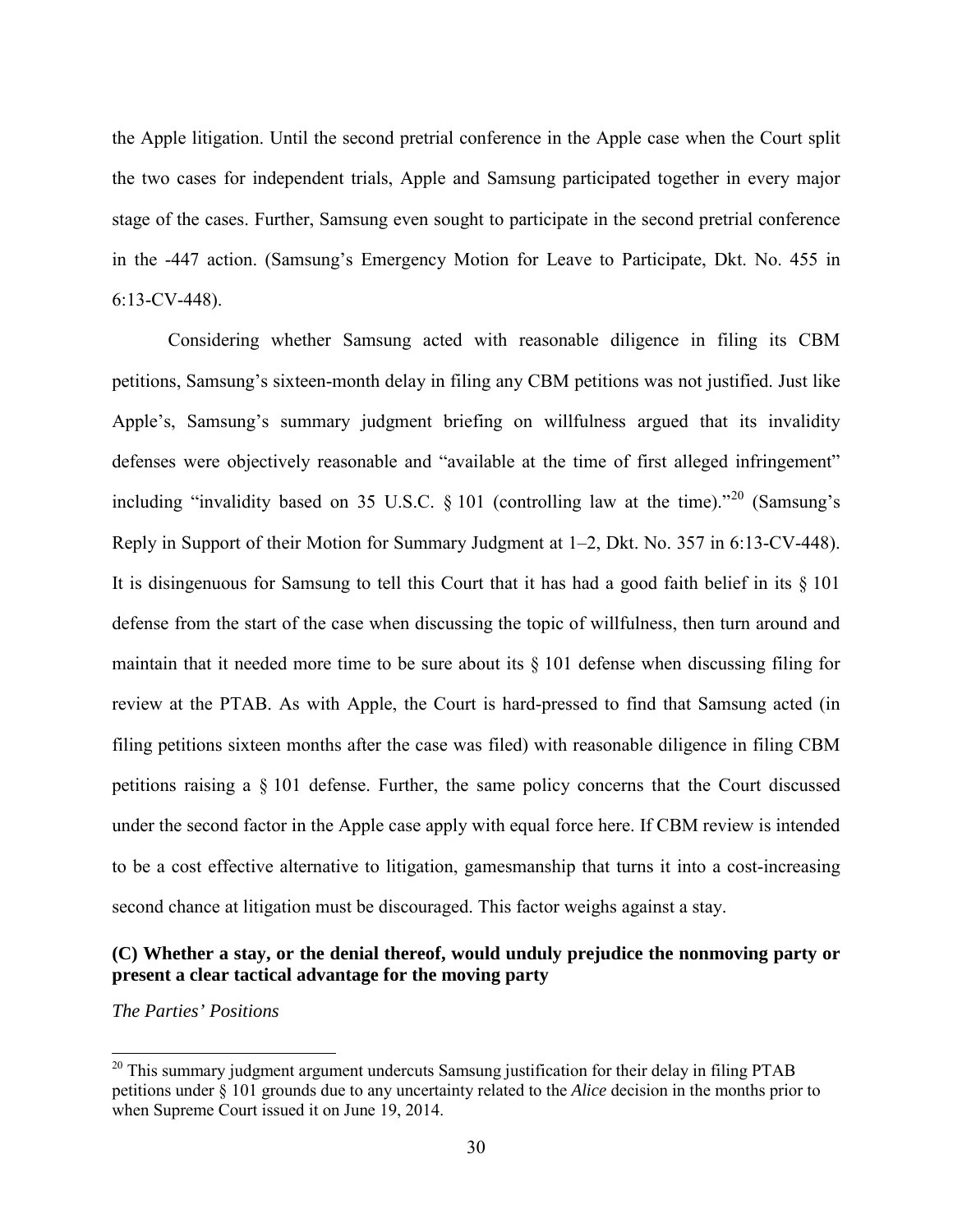the Apple litigation. Until the second pretrial conference in the Apple case when the Court split the two cases for independent trials, Apple and Samsung participated together in every major stage of the cases. Further, Samsung even sought to participate in the second pretrial conference in the -447 action. (Samsung's Emergency Motion for Leave to Participate, Dkt. No. 455 in 6:13-CV-448).

Considering whether Samsung acted with reasonable diligence in filing its CBM petitions, Samsung's sixteen-month delay in filing any CBM petitions was not justified. Just like Apple's, Samsung's summary judgment briefing on willfulness argued that its invalidity defenses were objectively reasonable and "available at the time of first alleged infringement" including "invalidity based on 35 U.S.C. § 101 (controlling law at the time)."[20] (Samsung's Reply in Support of their Motion for Summary Judgment at 1–2, Dkt. No. 357 in 6:13-CV-448). It is disingenuous for Samsung to tell this Court that it has had a good faith belief in its § 101 defense from the start of the case when discussing the topic of willfulness, then turn around and maintain that it needed more time to be sure about its § 101 defense when discussing filing for review at the PTAB. As with Apple, the Court is hard-pressed to find that Samsung acted (in filing petitions sixteen months after the case was filed) with reasonable diligence in filing CBM petitions raising a § 101 defense. Further, the same policy concerns that the Court discussed under the second factor in the Apple case apply with equal force here. If CBM review is intended to be a cost effective alternative to litigation, gamesmanship that turns it into a cost-increasing second chance at litigation must be discouraged. This factor weighs against a stay.

### (C) Whether a stay, or the denial thereof, would unduly prejudice the nonmoving party or present a clear tactical advantage for the moving party

*The Parties' Positions*

[20] This summary judgment argument undercuts Samsung justification for their delay in filing PTAB petitions under § 101 grounds due to any uncertainty related to the *Alice* decision in the months prior to when Supreme Court issued it on June 19, 2014.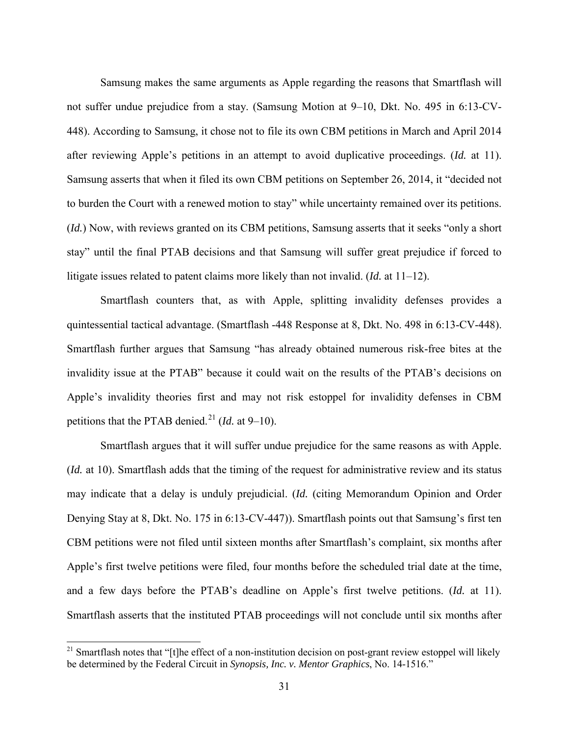Samsung makes the same arguments as Apple regarding the reasons that Smartflash will not suffer undue prejudice from a stay. (Samsung Motion at 9–10, Dkt. No. 495 in 6:13-CV-448). According to Samsung, it chose not to file its own CBM petitions in March and April 2014 after reviewing Apple's petitions in an attempt to avoid duplicative proceedings. (*Id.* at 11). Samsung asserts that when it filed its own CBM petitions on September 26, 2014, it "decided not to burden the Court with a renewed motion to stay" while uncertainty remained over its petitions. (*Id.*) Now, with reviews granted on its CBM petitions, Samsung asserts that it seeks "only a short stay" until the final PTAB decisions and that Samsung will suffer great prejudice if forced to litigate issues related to patent claims more likely than not invalid. (*Id.* at 11–12).

Smartflash counters that, as with Apple, splitting invalidity defenses provides a quintessential tactical advantage. (Smartflash -448 Response at 8, Dkt. No. 498 in 6:13-CV-448). Smartflash further argues that Samsung "has already obtained numerous risk-free bites at the invalidity issue at the PTAB" because it could wait on the results of the PTAB's decisions on Apple's invalidity theories first and may not risk estoppel for invalidity defenses in CBM petitions that the PTAB denied.[21] (*Id.* at 9–10).

Smartflash argues that it will suffer undue prejudice for the same reasons as with Apple. (*Id.* at 10). Smartflash adds that the timing of the request for administrative review and its status may indicate that a delay is unduly prejudicial. (*Id.* (citing Memorandum Opinion and Order Denying Stay at 8, Dkt. No. 175 in 6:13-CV-447)). Smartflash points out that Samsung's first ten CBM petitions were not filed until sixteen months after Smartflash's complaint, six months after Apple's first twelve petitions were filed, four months before the scheduled trial date at the time, and a few days before the PTAB's deadline on Apple's first twelve petitions. (*Id.* at 11). Smartflash asserts that the instituted PTAB proceedings will not conclude until six months after

---

[21] Smartflash notes that "[t]he effect of a non-institution decision on post-grant review estoppel will likely be determined by the Federal Circuit in *Synopsis, Inc. v. Mentor Graphics*, No. 14-1516."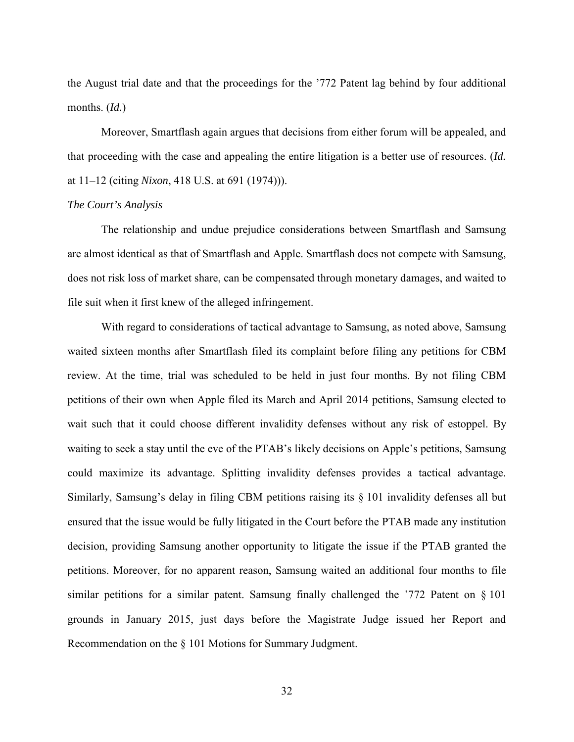the August trial date and that the proceedings for the '772 Patent lag behind by four additional months. (*Id.*)

Moreover, Smartflash again argues that decisions from either forum will be appealed, and that proceeding with the case and appealing the entire litigation is a better use of resources. (*Id.* at 11–12 (citing *Nixon*, 418 U.S. at 691 (1974))).

*The Court's Analysis*

The relationship and undue prejudice considerations between Smartflash and Samsung are almost identical as that of Smartflash and Apple. Smartflash does not compete with Samsung, does not risk loss of market share, can be compensated through monetary damages, and waited to file suit when it first knew of the alleged infringement.

With regard to considerations of tactical advantage to Samsung, as noted above, Samsung waited sixteen months after Smartflash filed its complaint before filing any petitions for CBM review. At the time, trial was scheduled to be held in just four months. By not filing CBM petitions of their own when Apple filed its March and April 2014 petitions, Samsung elected to wait such that it could choose different invalidity defenses without any risk of estoppel. By waiting to seek a stay until the eve of the PTAB's likely decisions on Apple's petitions, Samsung could maximize its advantage. Splitting invalidity defenses provides a tactical advantage. Similarly, Samsung's delay in filing CBM petitions raising its § 101 invalidity defenses all but ensured that the issue would be fully litigated in the Court before the PTAB made any institution decision, providing Samsung another opportunity to litigate the issue if the PTAB granted the petitions. Moreover, for no apparent reason, Samsung waited an additional four months to file similar petitions for a similar patent. Samsung finally challenged the '772 Patent on § 101 grounds in January 2015, just days before the Magistrate Judge issued her Report and Recommendation on the § 101 Motions for Summary Judgment.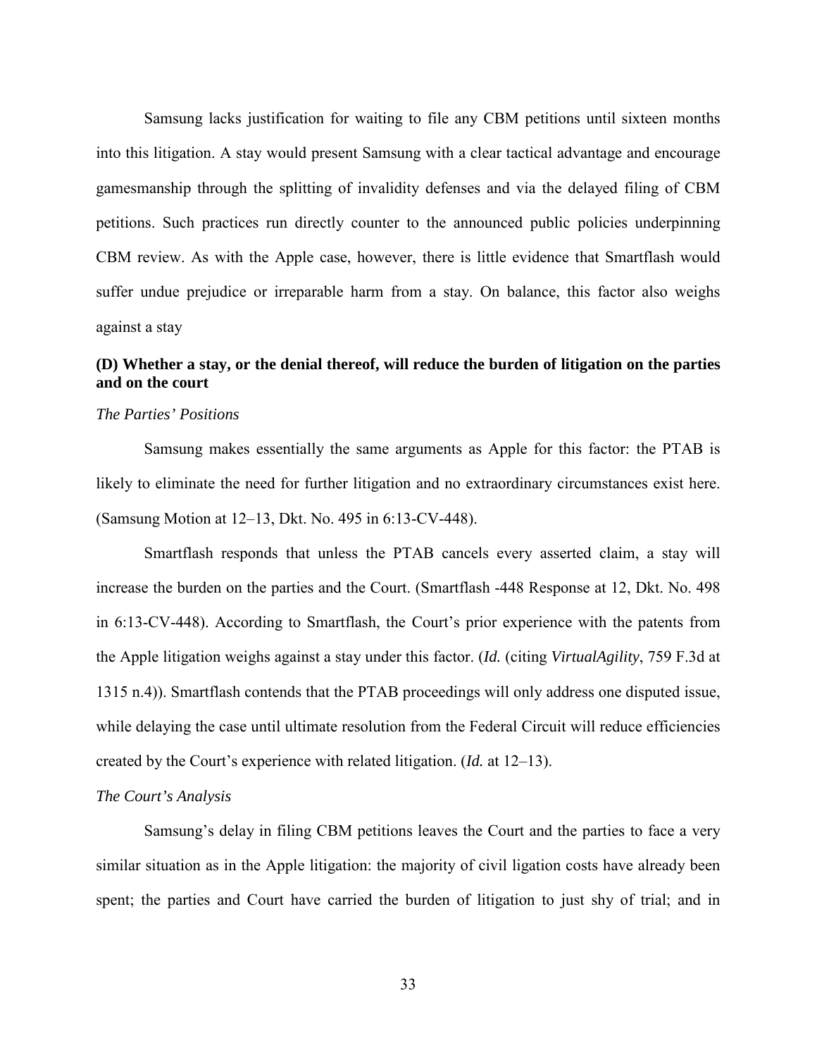Samsung lacks justification for waiting to file any CBM petitions until sixteen months into this litigation. A stay would present Samsung with a clear tactical advantage and encourage gamesmanship through the splitting of invalidity defenses and via the delayed filing of CBM petitions. Such practices run directly counter to the announced public policies underpinning CBM review. As with the Apple case, however, there is little evidence that Smartflash would suffer undue prejudice or irreparable harm from a stay. On balance, this factor also weighs against a stay

### (D) Whether a stay, or the denial thereof, will reduce the burden of litigation on the parties and on the court

*The Parties' Positions*

Samsung makes essentially the same arguments as Apple for this factor: the PTAB is likely to eliminate the need for further litigation and no extraordinary circumstances exist here. (Samsung Motion at 12–13, Dkt. No. 495 in 6:13-CV-448).

Smartflash responds that unless the PTAB cancels every asserted claim, a stay will increase the burden on the parties and the Court. (Smartflash -448 Response at 12, Dkt. No. 498 in 6:13-CV-448). According to Smartflash, the Court's prior experience with the patents from the Apple litigation weighs against a stay under this factor. (*Id.* (citing *VirtualAgility*, 759 F.3d at 1315 n.4)). Smartflash contends that the PTAB proceedings will only address one disputed issue, while delaying the case until ultimate resolution from the Federal Circuit will reduce efficiencies created by the Court's experience with related litigation. (*Id.* at 12–13).

*The Court's Analysis*

Samsung's delay in filing CBM petitions leaves the Court and the parties to face a very similar situation as in the Apple litigation: the majority of civil ligation costs have already been spent; the parties and Court have carried the burden of litigation to just shy of trial; and in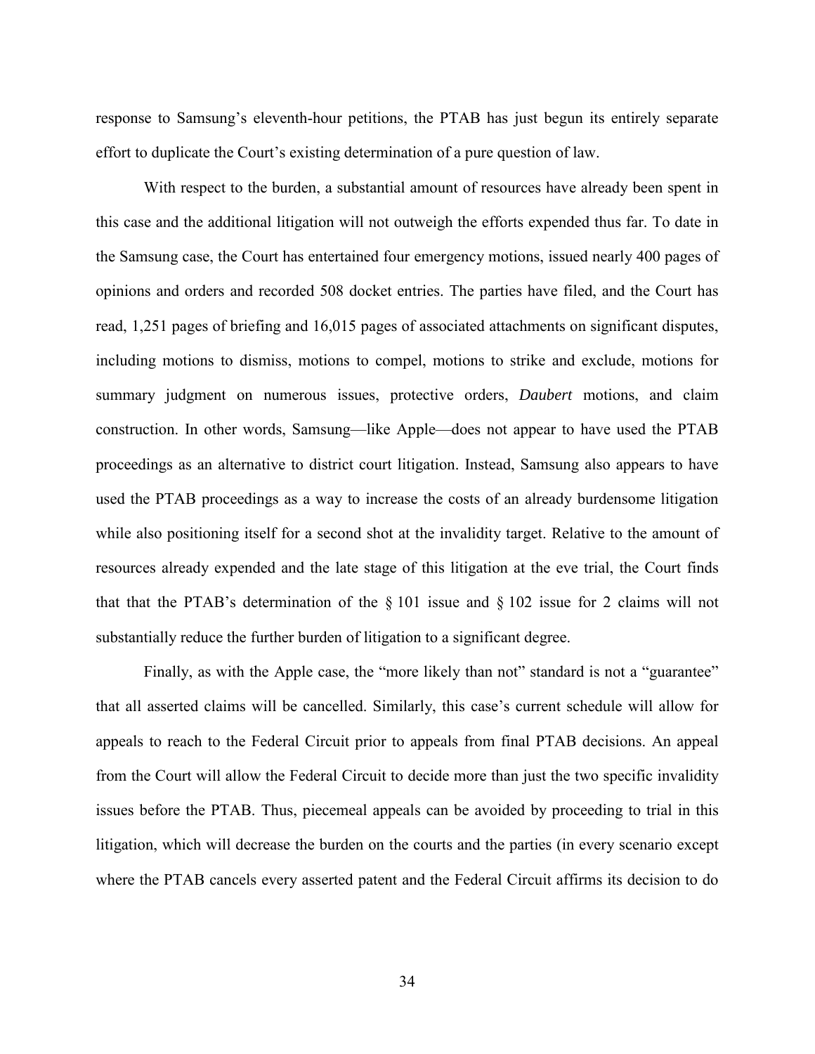response to Samsung's eleventh-hour petitions, the PTAB has just begun its entirely separate effort to duplicate the Court's existing determination of a pure question of law.

With respect to the burden, a substantial amount of resources have already been spent in this case and the additional litigation will not outweigh the efforts expended thus far. To date in the Samsung case, the Court has entertained four emergency motions, issued nearly 400 pages of opinions and orders and recorded 508 docket entries. The parties have filed, and the Court has read, 1,251 pages of briefing and 16,015 pages of associated attachments on significant disputes, including motions to dismiss, motions to compel, motions to strike and exclude, motions for summary judgment on numerous issues, protective orders, *Daubert* motions, and claim construction. In other words, Samsung—like Apple—does not appear to have used the PTAB proceedings as an alternative to district court litigation. Instead, Samsung also appears to have used the PTAB proceedings as a way to increase the costs of an already burdensome litigation while also positioning itself for a second shot at the invalidity target. Relative to the amount of resources already expended and the late stage of this litigation at the eve trial, the Court finds that that the PTAB's determination of the § 101 issue and § 102 issue for 2 claims will not substantially reduce the further burden of litigation to a significant degree.

Finally, as with the Apple case, the "more likely than not" standard is not a "guarantee" that all asserted claims will be cancelled. Similarly, this case's current schedule will allow for appeals to reach to the Federal Circuit prior to appeals from final PTAB decisions. An appeal from the Court will allow the Federal Circuit to decide more than just the two specific invalidity issues before the PTAB. Thus, piecemeal appeals can be avoided by proceeding to trial in this litigation, which will decrease the burden on the courts and the parties (in every scenario except where the PTAB cancels every asserted patent and the Federal Circuit affirms its decision to do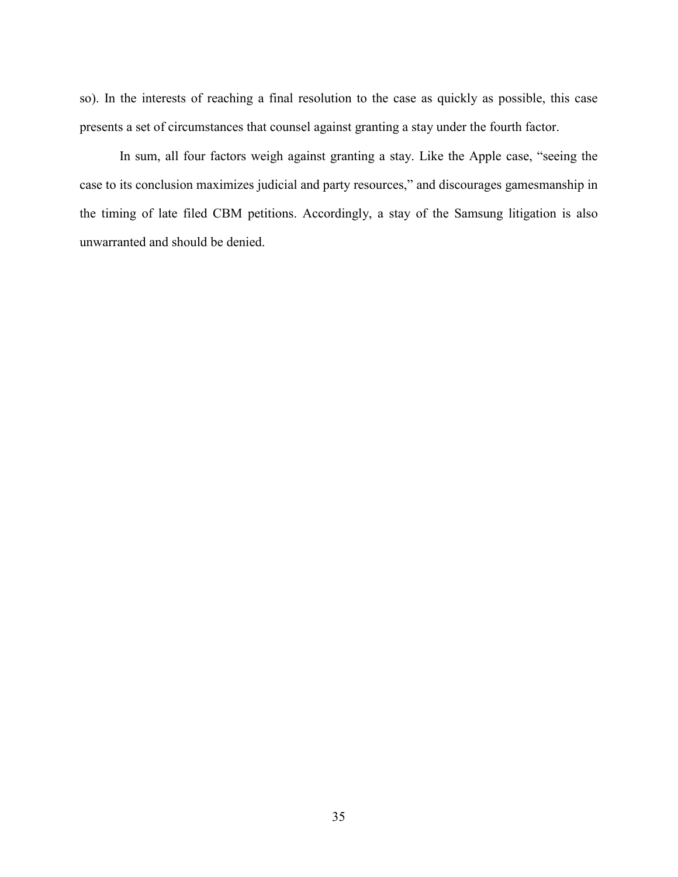so). In the interests of reaching a final resolution to the case as quickly as possible, this case presents a set of circumstances that counsel against granting a stay under the fourth factor.

In sum, all four factors weigh against granting a stay. Like the Apple case, "seeing the case to its conclusion maximizes judicial and party resources," and discourages gamesmanship in the timing of late filed CBM petitions. Accordingly, a stay of the Samsung litigation is also unwarranted and should be denied.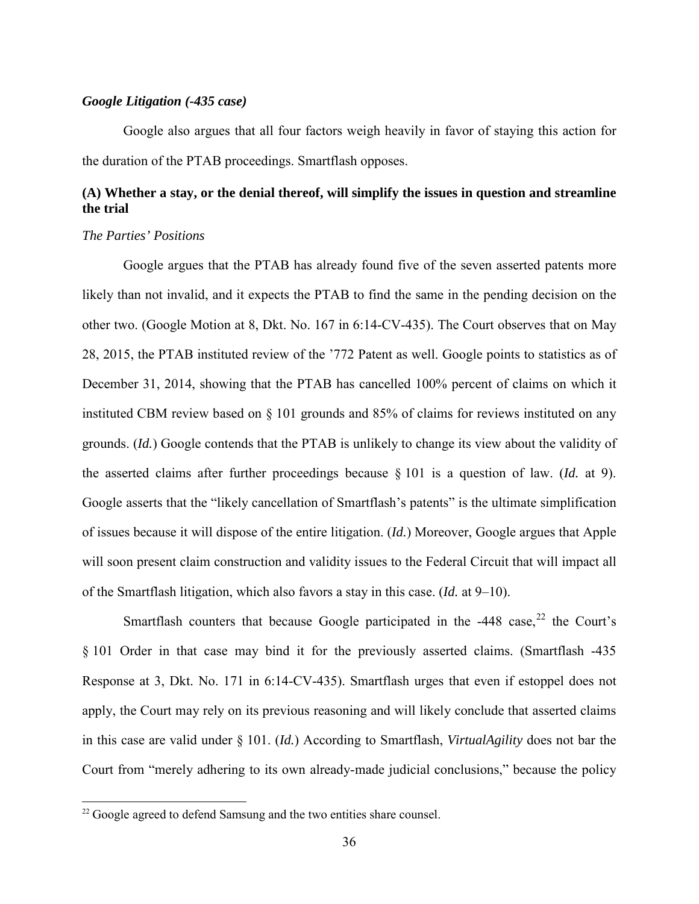***Google Litigation (-435 case)***

Google also argues that all four factors weigh heavily in favor of staying this action for the duration of the PTAB proceedings. Smartflash opposes.

**(A) Whether a stay, or the denial thereof, will simplify the issues in question and streamline the trial**

*The Parties' Positions*

Google argues that the PTAB has already found five of the seven asserted patents more likely than not invalid, and it expects the PTAB to find the same in the pending decision on the other two. (Google Motion at 8, Dkt. No. 167 in 6:14-CV-435). The Court observes that on May 28, 2015, the PTAB instituted review of the '772 Patent as well. Google points to statistics as of December 31, 2014, showing that the PTAB has cancelled 100% percent of claims on which it instituted CBM review based on § 101 grounds and 85% of claims for reviews instituted on any grounds. (*Id.*) Google contends that the PTAB is unlikely to change its view about the validity of the asserted claims after further proceedings because § 101 is a question of law. (*Id.* at 9). Google asserts that the "likely cancellation of Smartflash's patents" is the ultimate simplification of issues because it will dispose of the entire litigation. (*Id.*) Moreover, Google argues that Apple will soon present claim construction and validity issues to the Federal Circuit that will impact all of the Smartflash litigation, which also favors a stay in this case. (*Id.* at 9–10).

Smartflash counters that because Google participated in the -448 case,[22] the Court's § 101 Order in that case may bind it for the previously asserted claims. (Smartflash -435 Response at 3, Dkt. No. 171 in 6:14-CV-435). Smartflash urges that even if estoppel does not apply, the Court may rely on its previous reasoning and will likely conclude that asserted claims in this case are valid under § 101. (*Id.*) According to Smartflash, *VirtualAgility* does not bar the Court from "merely adhering to its own already-made judicial conclusions," because the policy

[22] Google agreed to defend Samsung and the two entities share counsel.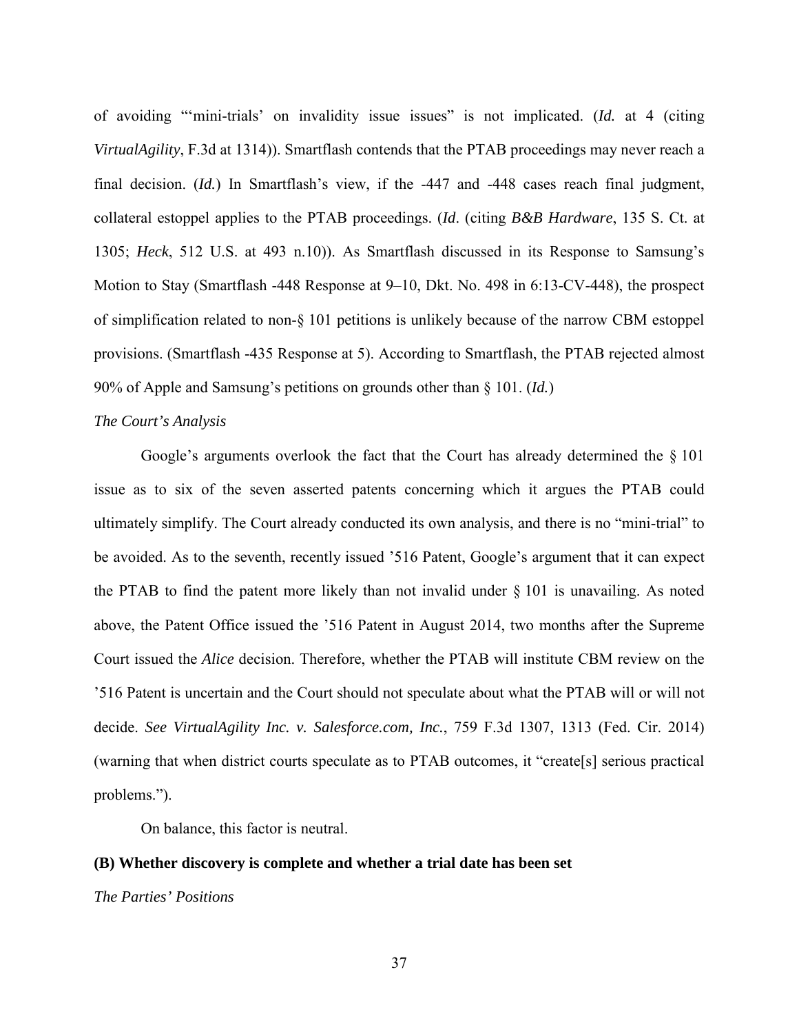of avoiding "'mini-trials' on invalidity issue issues" is not implicated. (*Id.* at 4 (citing *VirtualAgility*, F.3d at 1314)). Smartflash contends that the PTAB proceedings may never reach a final decision. (*Id.*) In Smartflash's view, if the -447 and -448 cases reach final judgment, collateral estoppel applies to the PTAB proceedings. (*Id*. (citing *B&B Hardware*, 135 S. Ct. at 1305; *Heck*, 512 U.S. at 493 n.10)). As Smartflash discussed in its Response to Samsung's Motion to Stay (Smartflash -448 Response at 9–10, Dkt. No. 498 in 6:13-CV-448), the prospect of simplification related to non-§ 101 petitions is unlikely because of the narrow CBM estoppel provisions. (Smartflash -435 Response at 5). According to Smartflash, the PTAB rejected almost 90% of Apple and Samsung's petitions on grounds other than § 101. (*Id.*)

*The Court's Analysis*

Google's arguments overlook the fact that the Court has already determined the § 101 issue as to six of the seven asserted patents concerning which it argues the PTAB could ultimately simplify. The Court already conducted its own analysis, and there is no "mini-trial" to be avoided. As to the seventh, recently issued '516 Patent, Google's argument that it can expect the PTAB to find the patent more likely than not invalid under § 101 is unavailing. As noted above, the Patent Office issued the '516 Patent in August 2014, two months after the Supreme Court issued the *Alice* decision. Therefore, whether the PTAB will institute CBM review on the '516 Patent is uncertain and the Court should not speculate about what the PTAB will or will not decide. *See VirtualAgility Inc. v. Salesforce.com, Inc.*, 759 F.3d 1307, 1313 (Fed. Cir. 2014) (warning that when district courts speculate as to PTAB outcomes, it "create[s] serious practical problems.").

On balance, this factor is neutral.

**(B) Whether discovery is complete and whether a trial date has been set**

*The Parties' Positions*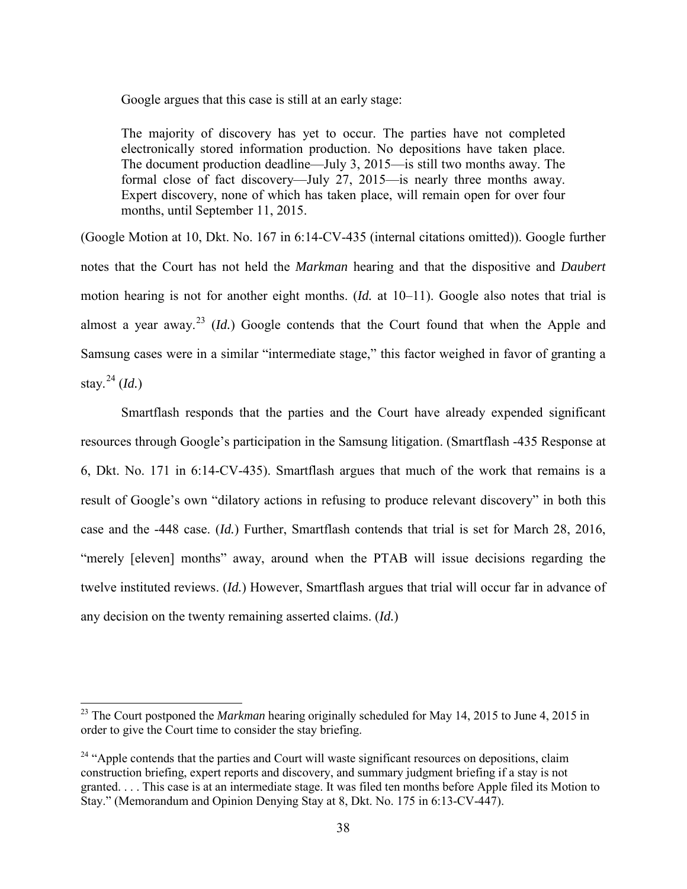Google argues that this case is still at an early stage:

> The majority of discovery has yet to occur. The parties have not completed electronically stored information production. No depositions have taken place. The document production deadline—July 3, 2015—is still two months away. The formal close of fact discovery—July 27, 2015—is nearly three months away. Expert discovery, none of which has taken place, will remain open for over four months, until September 11, 2015.

(Google Motion at 10, Dkt. No. 167 in 6:14-CV-435 (internal citations omitted)). Google further notes that the Court has not held the *Markman* hearing and that the dispositive and *Daubert* motion hearing is not for another eight months. (*Id.* at 10–11). Google also notes that trial is almost a year away.[23] (*Id.*) Google contends that the Court found that when the Apple and Samsung cases were in a similar "intermediate stage," this factor weighed in favor of granting a stay.[24] (*Id.*)

Smartflash responds that the parties and the Court have already expended significant resources through Google's participation in the Samsung litigation. (Smartflash -435 Response at 6, Dkt. No. 171 in 6:14-CV-435). Smartflash argues that much of the work that remains is a result of Google's own "dilatory actions in refusing to produce relevant discovery" in both this case and the -448 case. (*Id.*) Further, Smartflash contends that trial is set for March 28, 2016, "merely [eleven] months" away, around when the PTAB will issue decisions regarding the twelve instituted reviews. (*Id.*) However, Smartflash argues that trial will occur far in advance of any decision on the twenty remaining asserted claims. (*Id.*)

---

[23] The Court postponed the *Markman* hearing originally scheduled for May 14, 2015 to June 4, 2015 in order to give the Court time to consider the stay briefing.

[24] "Apple contends that the parties and Court will waste significant resources on depositions, claim construction briefing, expert reports and discovery, and summary judgment briefing if a stay is not granted. . . . This case is at an intermediate stage. It was filed ten months before Apple filed its Motion to Stay." (Memorandum and Opinion Denying Stay at 8, Dkt. No. 175 in 6:13-CV-447).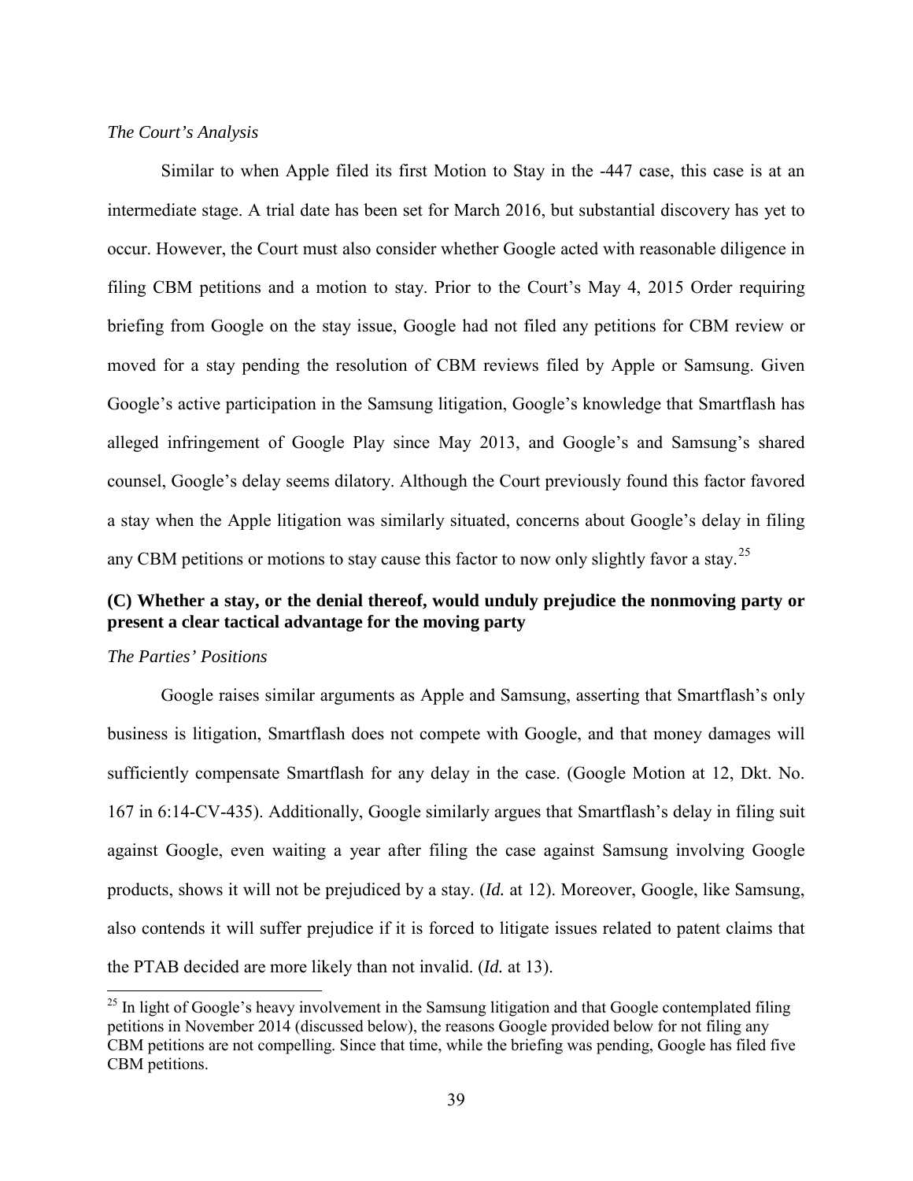*The Court's Analysis*

Similar to when Apple filed its first Motion to Stay in the -447 case, this case is at an intermediate stage. A trial date has been set for March 2016, but substantial discovery has yet to occur. However, the Court must also consider whether Google acted with reasonable diligence in filing CBM petitions and a motion to stay. Prior to the Court's May 4, 2015 Order requiring briefing from Google on the stay issue, Google had not filed any petitions for CBM review or moved for a stay pending the resolution of CBM reviews filed by Apple or Samsung. Given Google's active participation in the Samsung litigation, Google's knowledge that Smartflash has alleged infringement of Google Play since May 2013, and Google's and Samsung's shared counsel, Google's delay seems dilatory. Although the Court previously found this factor favored a stay when the Apple litigation was similarly situated, concerns about Google's delay in filing any CBM petitions or motions to stay cause this factor to now only slightly favor a stay.[25]

**(C) Whether a stay, or the denial thereof, would unduly prejudice the nonmoving party or present a clear tactical advantage for the moving party**

*The Parties' Positions*

Google raises similar arguments as Apple and Samsung, asserting that Smartflash's only business is litigation, Smartflash does not compete with Google, and that money damages will sufficiently compensate Smartflash for any delay in the case. (Google Motion at 12, Dkt. No. 167 in 6:14-CV-435). Additionally, Google similarly argues that Smartflash's delay in filing suit against Google, even waiting a year after filing the case against Samsung involving Google products, shows it will not be prejudiced by a stay. (*Id.* at 12). Moreover, Google, like Samsung, also contends it will suffer prejudice if it is forced to litigate issues related to patent claims that the PTAB decided are more likely than not invalid. (*Id.* at 13).

[25] In light of Google's heavy involvement in the Samsung litigation and that Google contemplated filing petitions in November 2014 (discussed below), the reasons Google provided below for not filing any CBM petitions are not compelling. Since that time, while the briefing was pending, Google has filed five CBM petitions.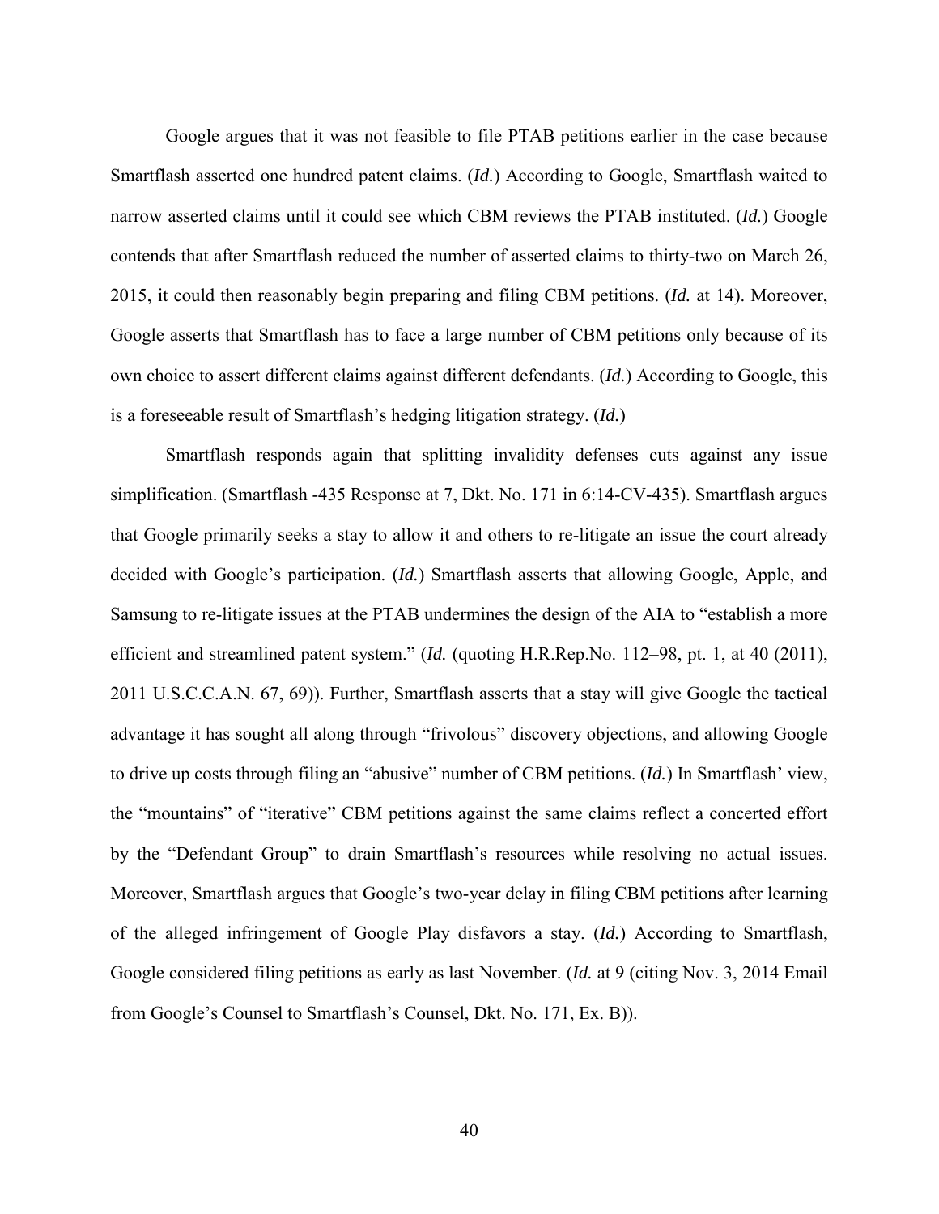Google argues that it was not feasible to file PTAB petitions earlier in the case because Smartflash asserted one hundred patent claims. (*Id.*) According to Google, Smartflash waited to narrow asserted claims until it could see which CBM reviews the PTAB instituted. (*Id.*) Google contends that after Smartflash reduced the number of asserted claims to thirty-two on March 26, 2015, it could then reasonably begin preparing and filing CBM petitions. (*Id.* at 14). Moreover, Google asserts that Smartflash has to face a large number of CBM petitions only because of its own choice to assert different claims against different defendants. (*Id.*) According to Google, this is a foreseeable result of Smartflash's hedging litigation strategy. (*Id.*)

Smartflash responds again that splitting invalidity defenses cuts against any issue simplification. (Smartflash -435 Response at 7, Dkt. No. 171 in 6:14-CV-435). Smartflash argues that Google primarily seeks a stay to allow it and others to re-litigate an issue the court already decided with Google's participation. (*Id.*) Smartflash asserts that allowing Google, Apple, and Samsung to re-litigate issues at the PTAB undermines the design of the AIA to "establish a more efficient and streamlined patent system." (*Id.* (quoting H.R.Rep.No. 112–98, pt. 1, at 40 (2011), 2011 U.S.C.C.A.N. 67, 69)). Further, Smartflash asserts that a stay will give Google the tactical advantage it has sought all along through "frivolous" discovery objections, and allowing Google to drive up costs through filing an "abusive" number of CBM petitions. (*Id.*) In Smartflash' view, the "mountains" of "iterative" CBM petitions against the same claims reflect a concerted effort by the "Defendant Group" to drain Smartflash's resources while resolving no actual issues. Moreover, Smartflash argues that Google's two-year delay in filing CBM petitions after learning of the alleged infringement of Google Play disfavors a stay. (*Id.*) According to Smartflash, Google considered filing petitions as early as last November. (*Id.* at 9 (citing Nov. 3, 2014 Email from Google's Counsel to Smartflash's Counsel, Dkt. No. 171, Ex. B)).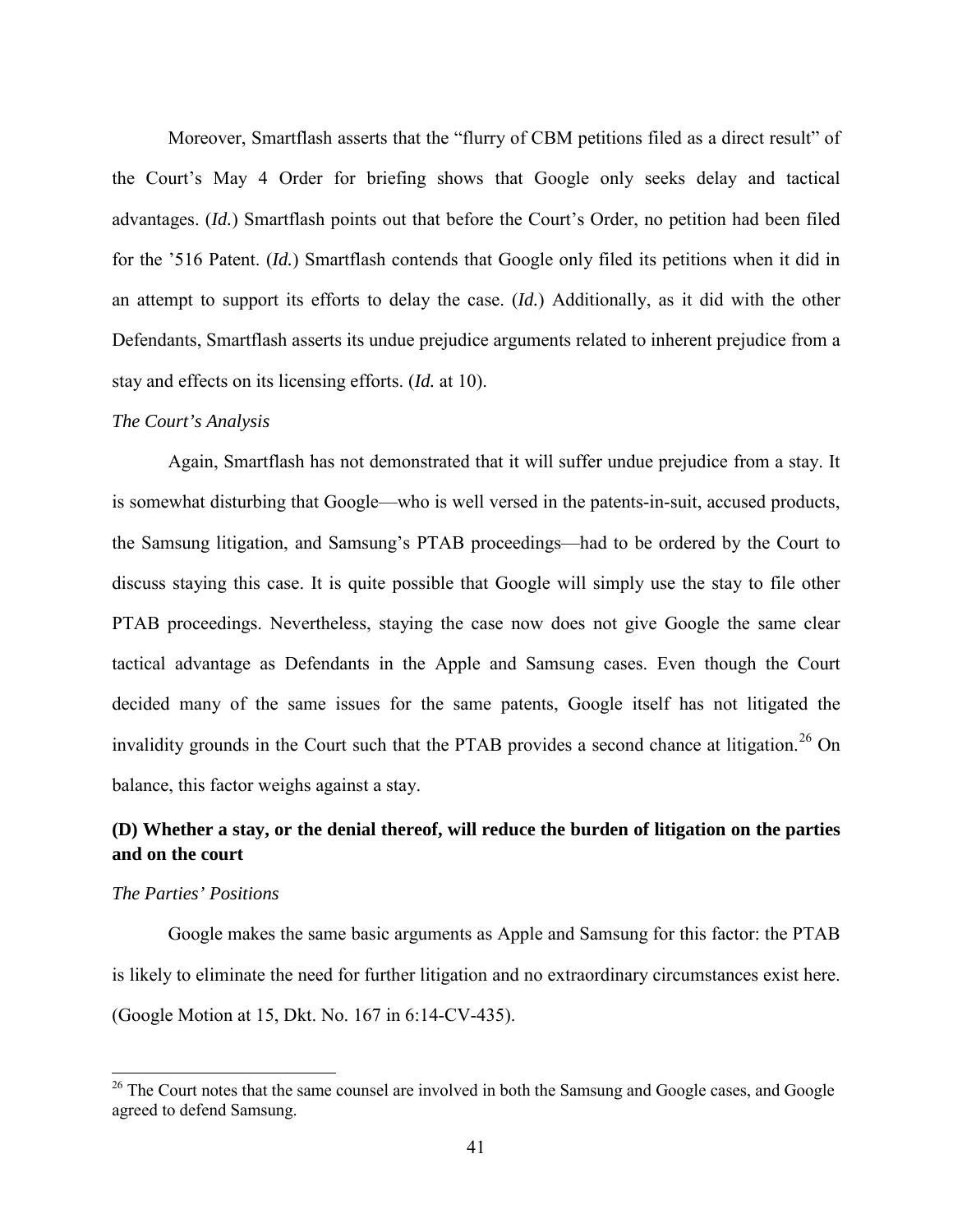Moreover, Smartflash asserts that the "flurry of CBM petitions filed as a direct result" of the Court's May 4 Order for briefing shows that Google only seeks delay and tactical advantages. (*Id.*) Smartflash points out that before the Court's Order, no petition had been filed for the '516 Patent. (*Id.*) Smartflash contends that Google only filed its petitions when it did in an attempt to support its efforts to delay the case. (*Id.*) Additionally, as it did with the other Defendants, Smartflash asserts its undue prejudice arguments related to inherent prejudice from a stay and effects on its licensing efforts. (*Id.* at 10).

*The Court's Analysis*

Again, Smartflash has not demonstrated that it will suffer undue prejudice from a stay. It is somewhat disturbing that Google—who is well versed in the patents-in-suit, accused products, the Samsung litigation, and Samsung's PTAB proceedings—had to be ordered by the Court to discuss staying this case. It is quite possible that Google will simply use the stay to file other PTAB proceedings. Nevertheless, staying the case now does not give Google the same clear tactical advantage as Defendants in the Apple and Samsung cases. Even though the Court decided many of the same issues for the same patents, Google itself has not litigated the invalidity grounds in the Court such that the PTAB provides a second chance at litigation.[26] On balance, this factor weighs against a stay.

### (D) Whether a stay, or the denial thereof, will reduce the burden of litigation on the parties and on the court

*The Parties' Positions*

Google makes the same basic arguments as Apple and Samsung for this factor: the PTAB is likely to eliminate the need for further litigation and no extraordinary circumstances exist here. (Google Motion at 15, Dkt. No. 167 in 6:14-CV-435).

---

[26] The Court notes that the same counsel are involved in both the Samsung and Google cases, and Google agreed to defend Samsung.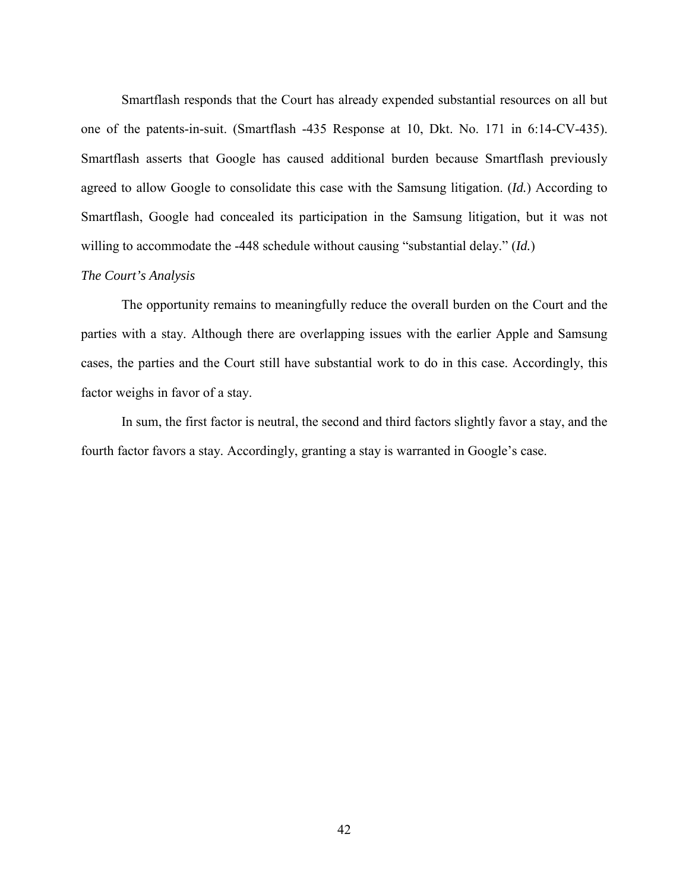Smartflash responds that the Court has already expended substantial resources on all but one of the patents-in-suit. (Smartflash -435 Response at 10, Dkt. No. 171 in 6:14-CV-435). Smartflash asserts that Google has caused additional burden because Smartflash previously agreed to allow Google to consolidate this case with the Samsung litigation. (*Id.*) According to Smartflash, Google had concealed its participation in the Samsung litigation, but it was not willing to accommodate the -448 schedule without causing "substantial delay." (*Id.*)

*The Court's Analysis*

The opportunity remains to meaningfully reduce the overall burden on the Court and the parties with a stay. Although there are overlapping issues with the earlier Apple and Samsung cases, the parties and the Court still have substantial work to do in this case. Accordingly, this factor weighs in favor of a stay.

In sum, the first factor is neutral, the second and third factors slightly favor a stay, and the fourth factor favors a stay. Accordingly, granting a stay is warranted in Google's case.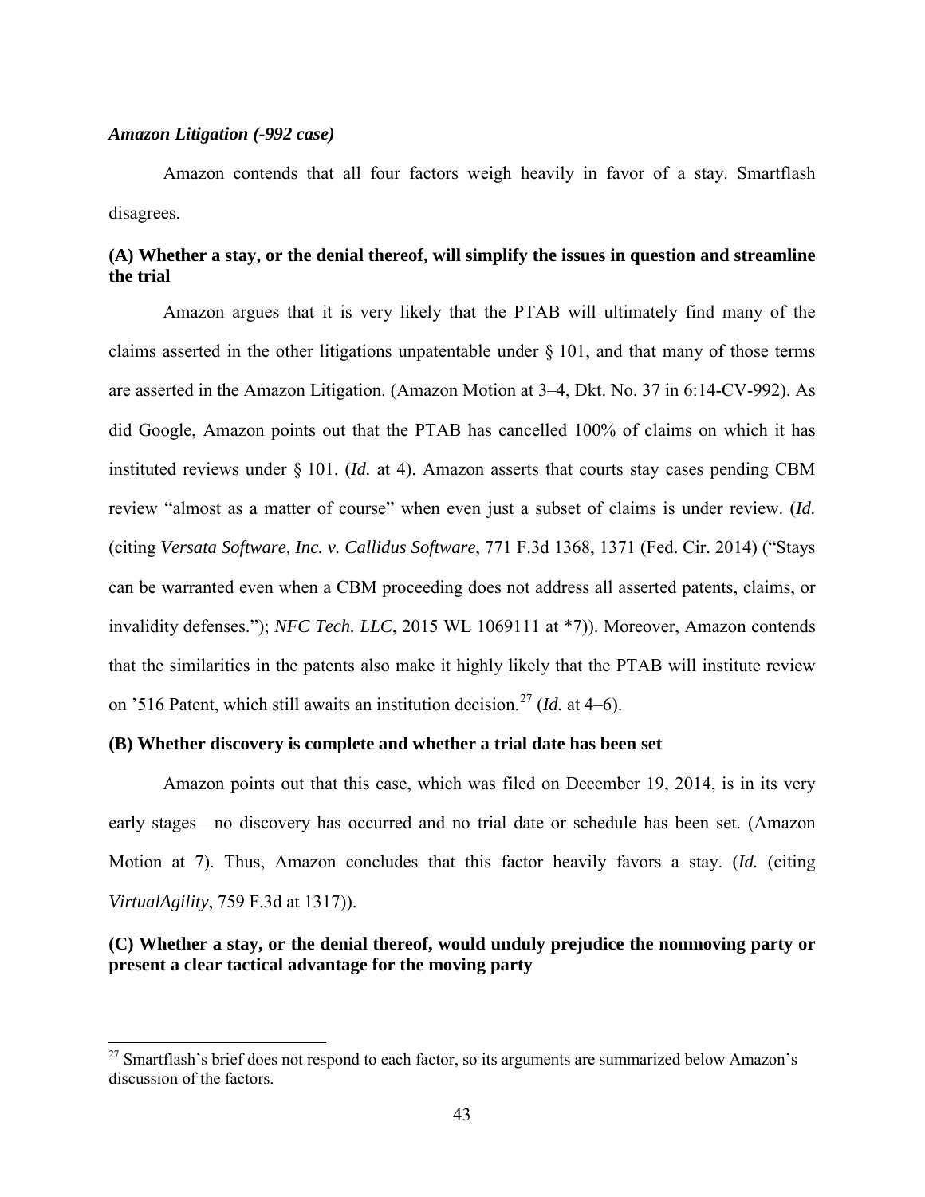***Amazon Litigation (-992 case)***

Amazon contends that all four factors weigh heavily in favor of a stay. Smartflash disagrees.

**(A) Whether a stay, or the denial thereof, will simplify the issues in question and streamline the trial**

Amazon argues that it is very likely that the PTAB will ultimately find many of the claims asserted in the other litigations unpatentable under § 101, and that many of those terms are asserted in the Amazon Litigation. (Amazon Motion at 3–4, Dkt. No. 37 in 6:14-CV-992). As did Google, Amazon points out that the PTAB has cancelled 100% of claims on which it has instituted reviews under § 101. (*Id.* at 4). Amazon asserts that courts stay cases pending CBM review "almost as a matter of course" when even just a subset of claims is under review. (*Id.* (citing *Versata Software, Inc. v. Callidus Software*, 771 F.3d 1368, 1371 (Fed. Cir. 2014) ("Stays can be warranted even when a CBM proceeding does not address all asserted patents, claims, or invalidity defenses."); *NFC Tech. LLC*, 2015 WL 1069111 at *7)). Moreover, Amazon contends that the similarities in the patents also make it highly likely that the PTAB will institute review on '516 Patent, which still awaits an institution decision.[27] (*Id.* at 4–6).

**(B) Whether discovery is complete and whether a trial date has been set**

Amazon points out that this case, which was filed on December 19, 2014, is in its very early stages—no discovery has occurred and no trial date or schedule has been set. (Amazon Motion at 7). Thus, Amazon concludes that this factor heavily favors a stay. (*Id.* (citing *VirtualAgility*, 759 F.3d at 1317)).

**(C) Whether a stay, or the denial thereof, would unduly prejudice the nonmoving party or present a clear tactical advantage for the moving party**

[27] Smartflash's brief does not respond to each factor, so its arguments are summarized below Amazon's discussion of the factors.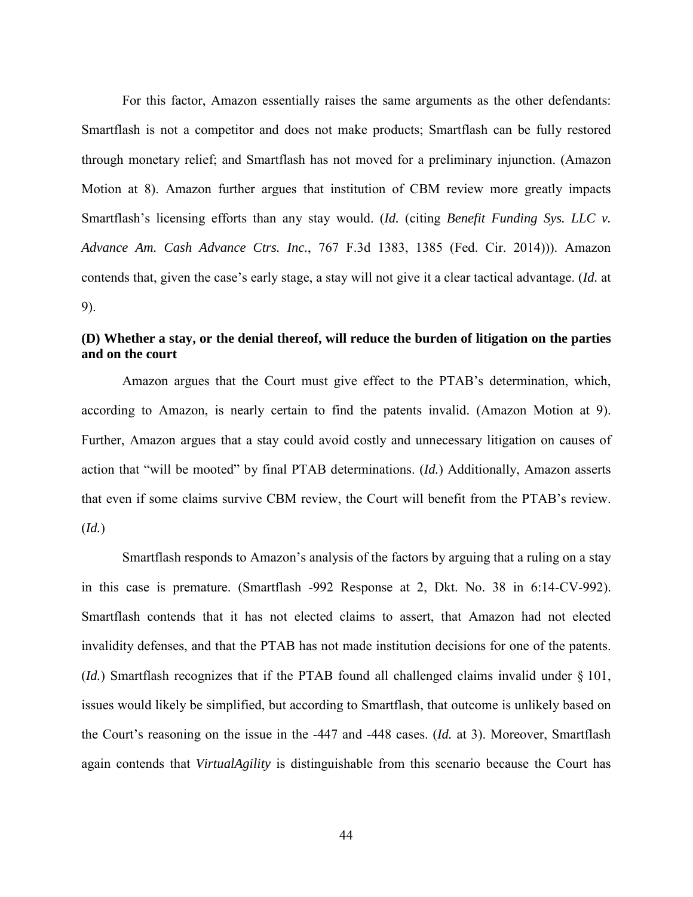For this factor, Amazon essentially raises the same arguments as the other defendants: Smartflash is not a competitor and does not make products; Smartflash can be fully restored through monetary relief; and Smartflash has not moved for a preliminary injunction. (Amazon Motion at 8). Amazon further argues that institution of CBM review more greatly impacts Smartflash's licensing efforts than any stay would. (*Id.* (citing *Benefit Funding Sys. LLC v. Advance Am. Cash Advance Ctrs. Inc.*, 767 F.3d 1383, 1385 (Fed. Cir. 2014))). Amazon contends that, given the case's early stage, a stay will not give it a clear tactical advantage. (*Id.* at 9).

**(D) Whether a stay, or the denial thereof, will reduce the burden of litigation on the parties and on the court**

Amazon argues that the Court must give effect to the PTAB's determination, which, according to Amazon, is nearly certain to find the patents invalid. (Amazon Motion at 9). Further, Amazon argues that a stay could avoid costly and unnecessary litigation on causes of action that "will be mooted" by final PTAB determinations. (*Id.*) Additionally, Amazon asserts that even if some claims survive CBM review, the Court will benefit from the PTAB's review. (*Id.*)

Smartflash responds to Amazon's analysis of the factors by arguing that a ruling on a stay in this case is premature. (Smartflash -992 Response at 2, Dkt. No. 38 in 6:14-CV-992). Smartflash contends that it has not elected claims to assert, that Amazon had not elected invalidity defenses, and that the PTAB has not made institution decisions for one of the patents. (*Id.*) Smartflash recognizes that if the PTAB found all challenged claims invalid under § 101, issues would likely be simplified, but according to Smartflash, that outcome is unlikely based on the Court's reasoning on the issue in the -447 and -448 cases. (*Id.* at 3). Moreover, Smartflash again contends that *VirtualAgility* is distinguishable from this scenario because the Court has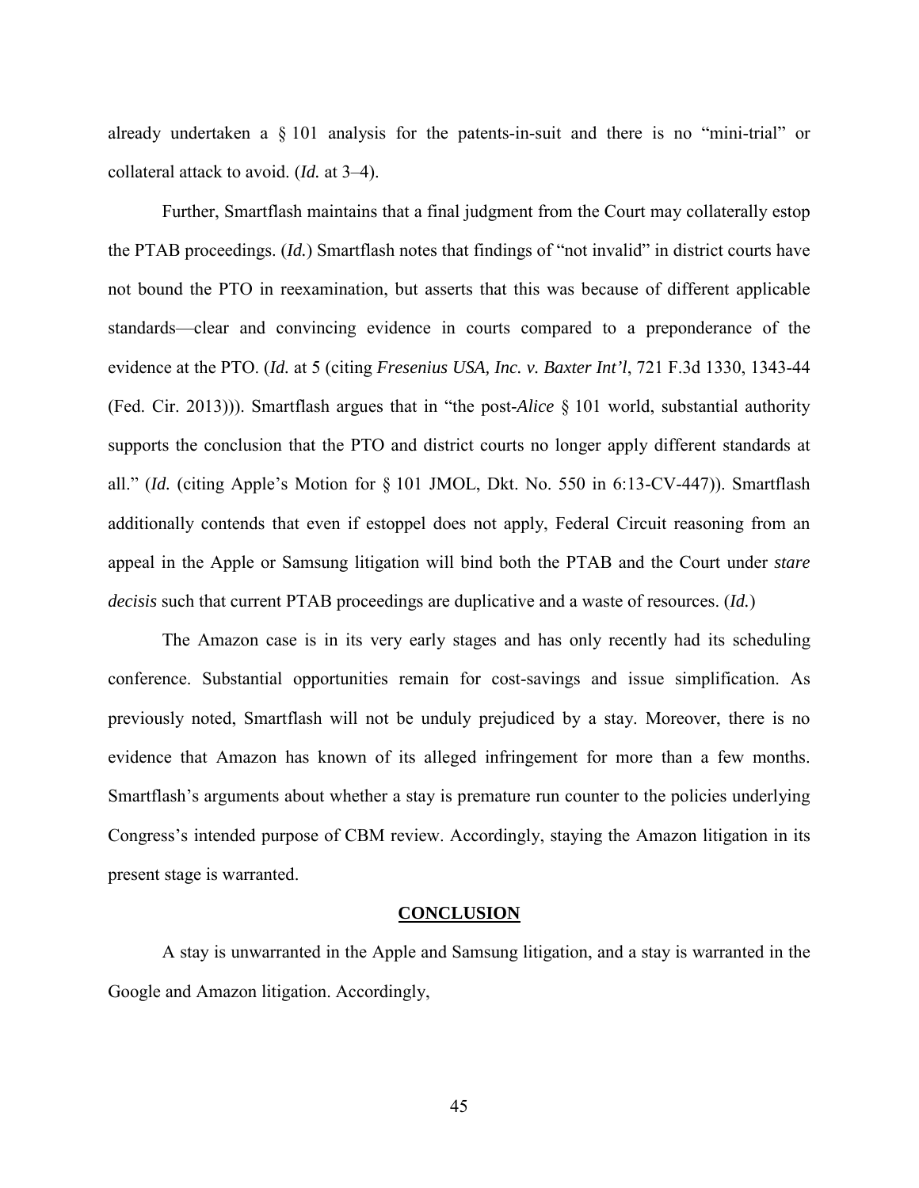already undertaken a § 101 analysis for the patents-in-suit and there is no "mini-trial" or collateral attack to avoid. (*Id.* at 3–4).

Further, Smartflash maintains that a final judgment from the Court may collaterally estop the PTAB proceedings. (*Id.*) Smartflash notes that findings of "not invalid" in district courts have not bound the PTO in reexamination, but asserts that this was because of different applicable standards—clear and convincing evidence in courts compared to a preponderance of the evidence at the PTO. (*Id.* at 5 (citing *Fresenius USA, Inc. v. Baxter Int'l*, 721 F.3d 1330, 1343-44 (Fed. Cir. 2013))). Smartflash argues that in "the post-*Alice* § 101 world, substantial authority supports the conclusion that the PTO and district courts no longer apply different standards at all." (*Id.* (citing Apple's Motion for § 101 JMOL, Dkt. No. 550 in 6:13-CV-447)). Smartflash additionally contends that even if estoppel does not apply, Federal Circuit reasoning from an appeal in the Apple or Samsung litigation will bind both the PTAB and the Court under *stare decisis* such that current PTAB proceedings are duplicative and a waste of resources. (*Id.*)

The Amazon case is in its very early stages and has only recently had its scheduling conference. Substantial opportunities remain for cost-savings and issue simplification. As previously noted, Smartflash will not be unduly prejudiced by a stay. Moreover, there is no evidence that Amazon has known of its alleged infringement for more than a few months. Smartflash's arguments about whether a stay is premature run counter to the policies underlying Congress's intended purpose of CBM review. Accordingly, staying the Amazon litigation in its present stage is warranted.

## CONCLUSION

A stay is unwarranted in the Apple and Samsung litigation, and a stay is warranted in the Google and Amazon litigation. Accordingly,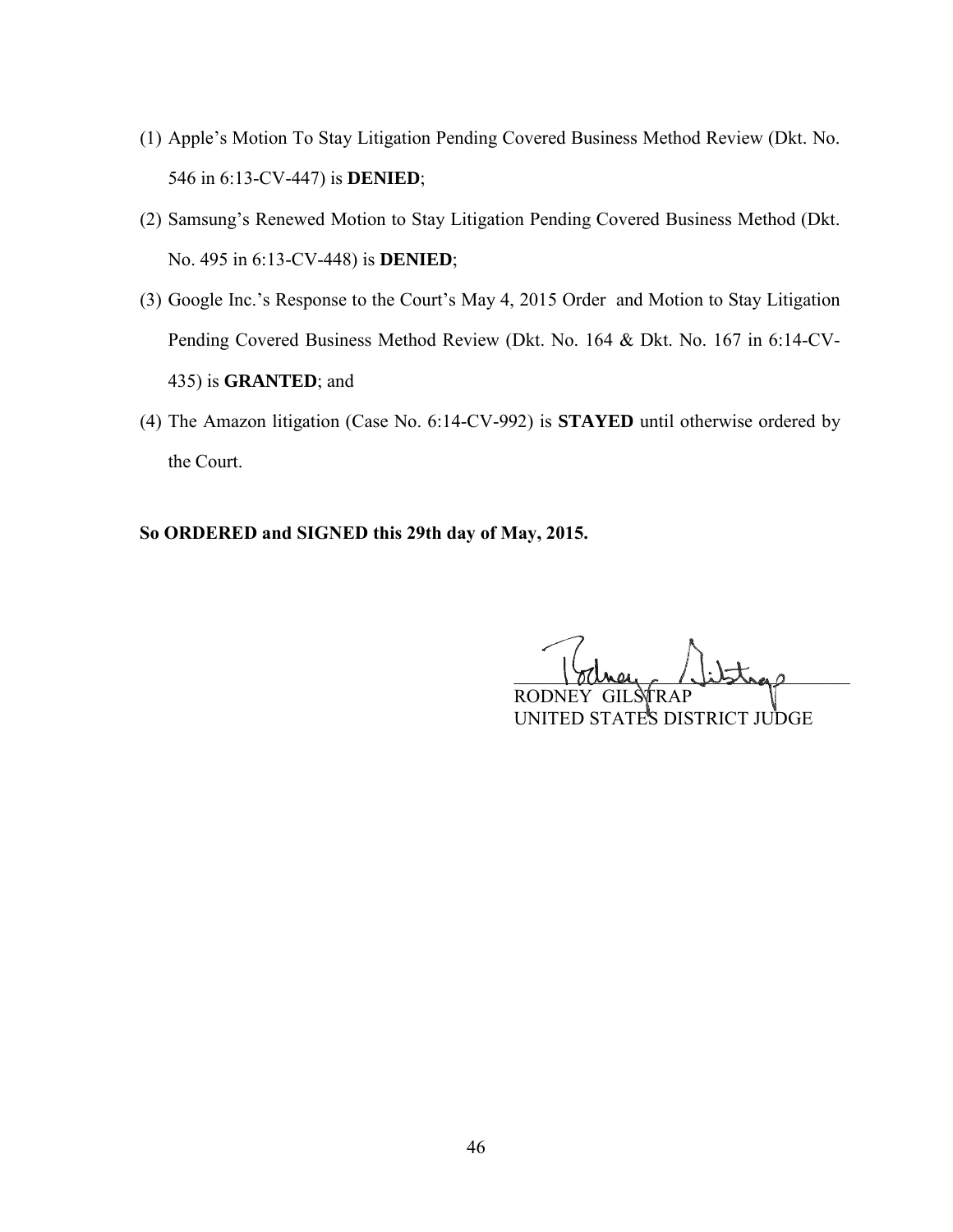(1) Apple's Motion To Stay Litigation Pending Covered Business Method Review (Dkt. No. 546 in 6:13-CV-447) is **DENIED**;

(2) Samsung's Renewed Motion to Stay Litigation Pending Covered Business Method (Dkt. No. 495 in 6:13-CV-448) is **DENIED**;

(3) Google Inc.'s Response to the Court's May 4, 2015 Order and Motion to Stay Litigation Pending Covered Business Method Review (Dkt. No. 164 & Dkt. No. 167 in 6:14-CV-435) is **GRANTED**; and

(4) The Amazon litigation (Case No. 6:14-CV-992) is **STAYED** until otherwise ordered by the Court.

**So ORDERED and SIGNED this 29th day of May, 2015.**

RODNEY GILSTRAP
UNITED STATES DISTRICT JUDGE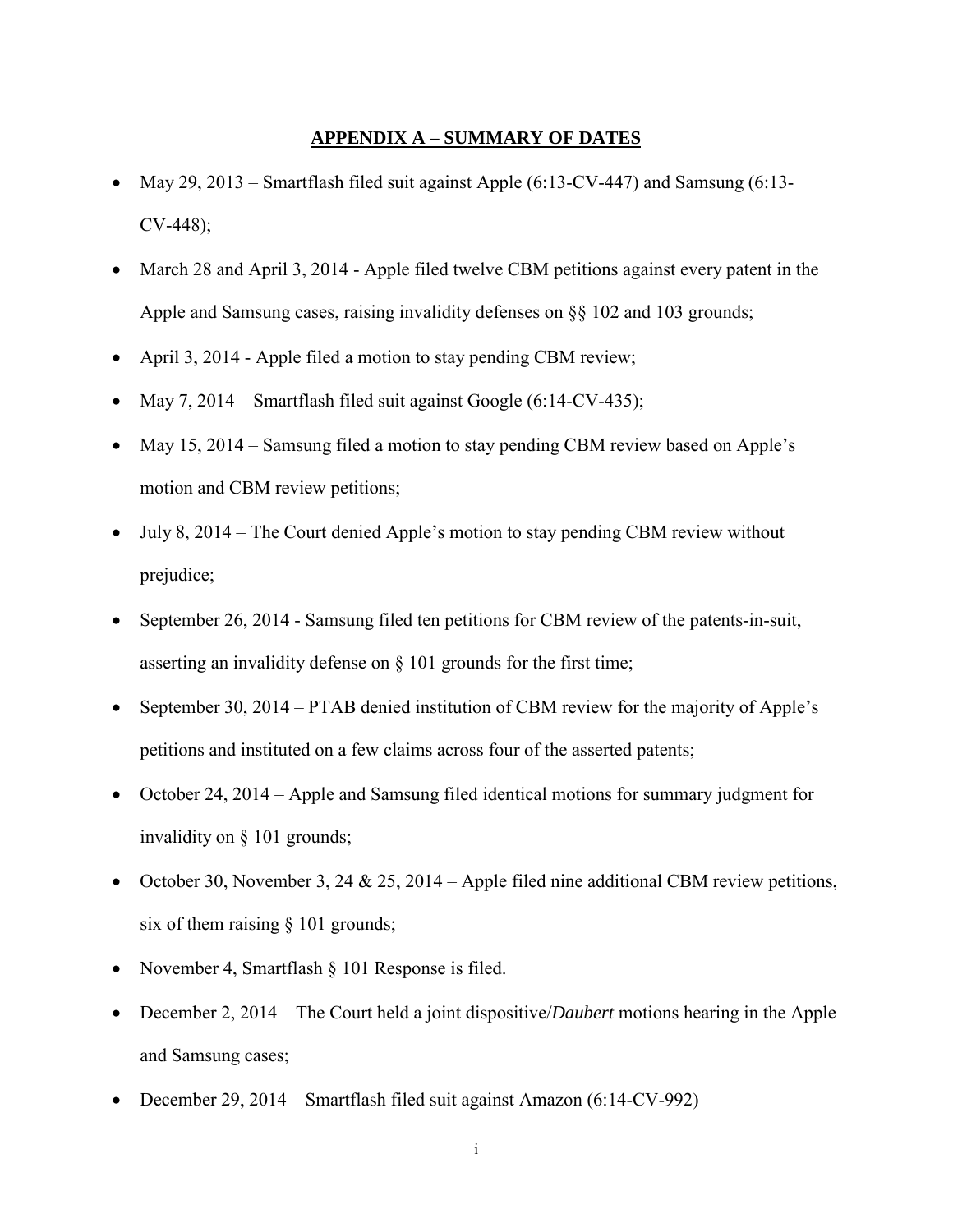## APPENDIX A – SUMMARY OF DATES

- May 29, 2013 – Smartflash filed suit against Apple (6:13-CV-447) and Samsung (6:13-CV-448);
- March 28 and April 3, 2014 - Apple filed twelve CBM petitions against every patent in the Apple and Samsung cases, raising invalidity defenses on §§ 102 and 103 grounds;
- April 3, 2014 - Apple filed a motion to stay pending CBM review;
- May 7, 2014 – Smartflash filed suit against Google (6:14-CV-435);
- May 15, 2014 – Samsung filed a motion to stay pending CBM review based on Apple's motion and CBM review petitions;
- July 8, 2014 – The Court denied Apple's motion to stay pending CBM review without prejudice;
- September 26, 2014 - Samsung filed ten petitions for CBM review of the patents-in-suit, asserting an invalidity defense on § 101 grounds for the first time;
- September 30, 2014 – PTAB denied institution of CBM review for the majority of Apple's petitions and instituted on a few claims across four of the asserted patents;
- October 24, 2014 – Apple and Samsung filed identical motions for summary judgment for invalidity on § 101 grounds;
- October 30, November 3, 24 & 25, 2014 – Apple filed nine additional CBM review petitions, six of them raising § 101 grounds;
- November 4, Smartflash § 101 Response is filed.
- December 2, 2014 – The Court held a joint dispositive/*Daubert* motions hearing in the Apple and Samsung cases;
- December 29, 2014 – Smartflash filed suit against Amazon (6:14-CV-992)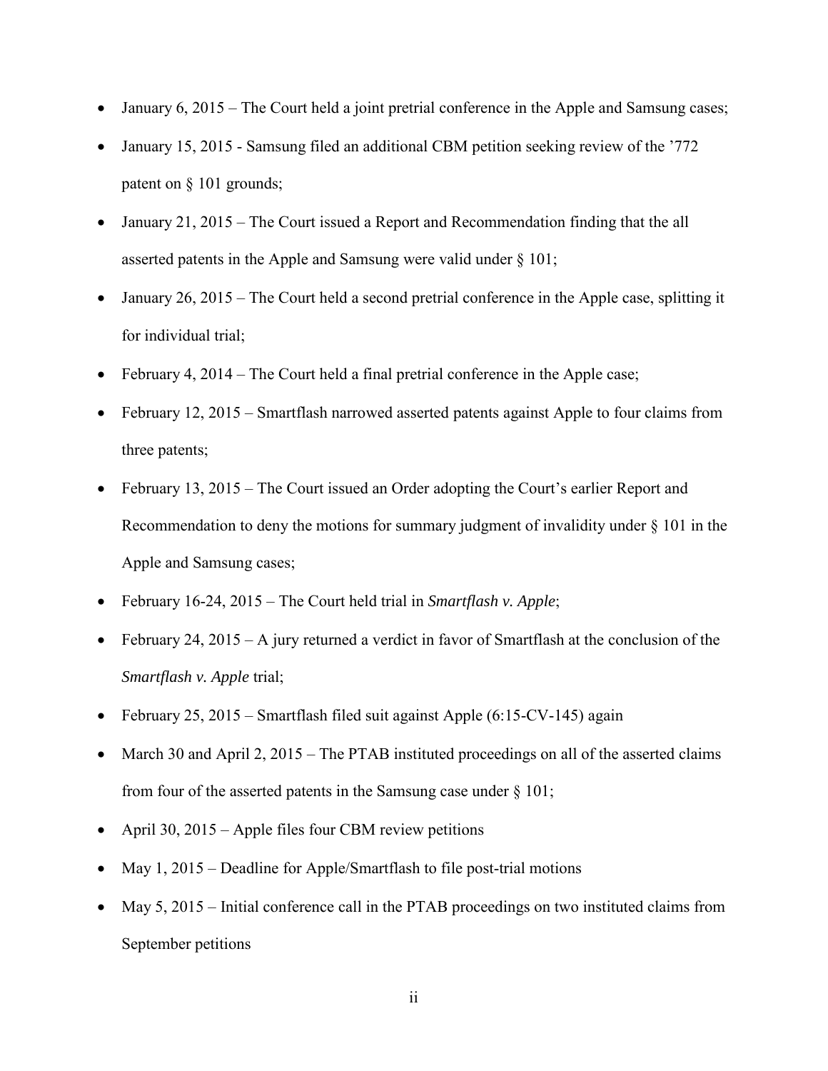- January 6, 2015 – The Court held a joint pretrial conference in the Apple and Samsung cases;
- January 15, 2015 - Samsung filed an additional CBM petition seeking review of the ’772 patent on § 101 grounds;
- January 21, 2015 – The Court issued a Report and Recommendation finding that the all asserted patents in the Apple and Samsung were valid under § 101;
- January 26, 2015 – The Court held a second pretrial conference in the Apple case, splitting it for individual trial;
- February 4, 2014 – The Court held a final pretrial conference in the Apple case;
- February 12, 2015 – Smartflash narrowed asserted patents against Apple to four claims from three patents;
- February 13, 2015 – The Court issued an Order adopting the Court’s earlier Report and Recommendation to deny the motions for summary judgment of invalidity under § 101 in the Apple and Samsung cases;
- February 16-24, 2015 – The Court held trial in *Smartflash v. Apple*;
- February 24, 2015 – A jury returned a verdict in favor of Smartflash at the conclusion of the *Smartflash v. Apple* trial;
- February 25, 2015 – Smartflash filed suit against Apple (6:15-CV-145) again
- March 30 and April 2, 2015 – The PTAB instituted proceedings on all of the asserted claims from four of the asserted patents in the Samsung case under § 101;
- April 30, 2015 – Apple files four CBM review petitions
- May 1, 2015 – Deadline for Apple/Smartflash to file post-trial motions
- May 5, 2015 – Initial conference call in the PTAB proceedings on two instituted claims from September petitions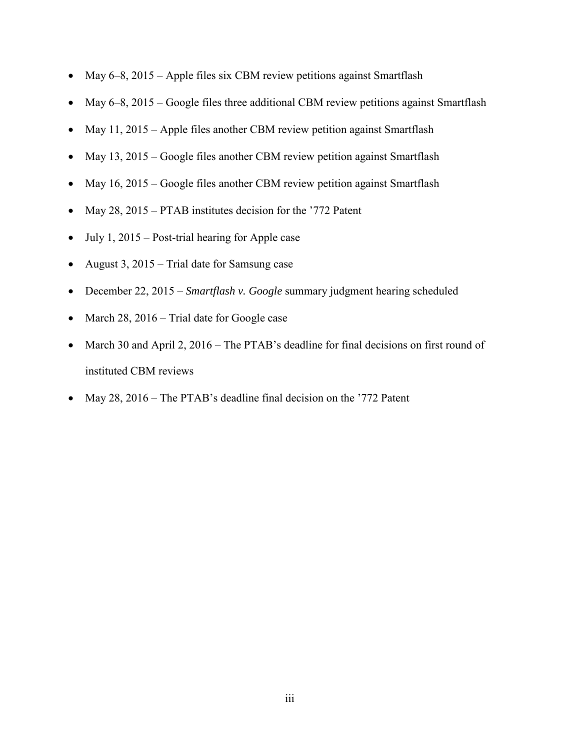- May 6–8, 2015 – Apple files six CBM review petitions against Smartflash
- May 6–8, 2015 – Google files three additional CBM review petitions against Smartflash
- May 11, 2015 – Apple files another CBM review petition against Smartflash
- May 13, 2015 – Google files another CBM review petition against Smartflash
- May 16, 2015 – Google files another CBM review petition against Smartflash
- May 28, 2015 – PTAB institutes decision for the ’772 Patent
- July 1, 2015 – Post-trial hearing for Apple case
- August 3, 2015 – Trial date for Samsung case
- December 22, 2015 – *Smartflash v. Google* summary judgment hearing scheduled
- March 28, 2016 – Trial date for Google case
- March 30 and April 2, 2016 – The PTAB’s deadline for final decisions on first round of instituted CBM reviews
- May 28, 2016 – The PTAB’s deadline final decision on the ’772 Patent